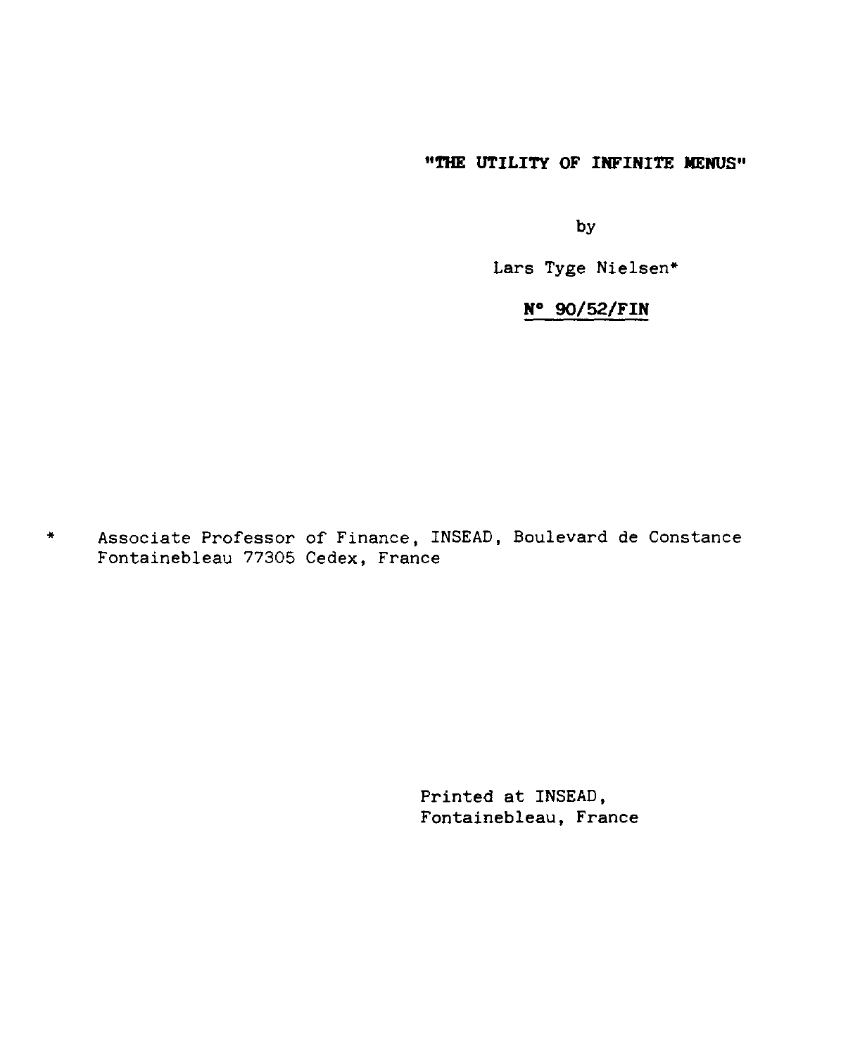# "THE UTILITY OF INFINITE MENUS"

by

Lars Tyge Nielsen*

**N° 90/52/FIN**

\* Associate Professor of Finance, INSEAD, Boulevard de Constance Fontainebleau 77305 Cedex, France

Printed at INSEAD,
Fontainebleau, France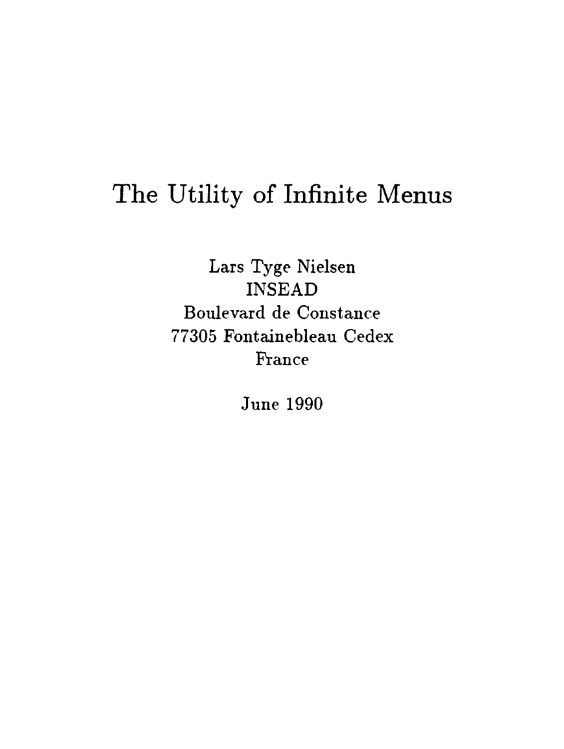# The Utility of Infinite Menus

Lars Tyge Nielsen
INSEAD
Boulevard de Constance
77305 Fontainebleau Cedex
France

June 1990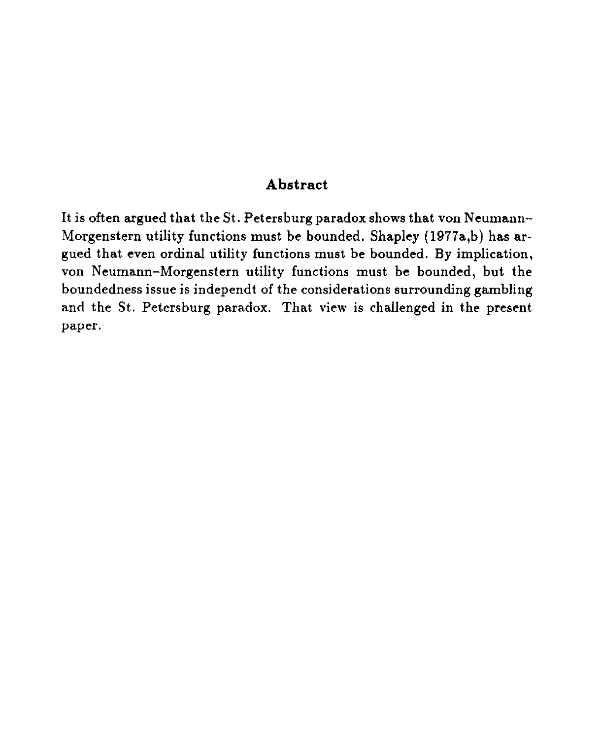## Abstract

It is often argued that the St. Petersburg paradox shows that von Neumann–Morgenstern utility functions must be bounded. Shapley (1977a,b) has argued that even ordinal utility functions must be bounded. By implication, von Neumann–Morgenstern utility functions must be bounded, but the boundedness issue is independt of the considerations surrounding gambling and the St. Petersburg paradox. That view is challenged in the present paper.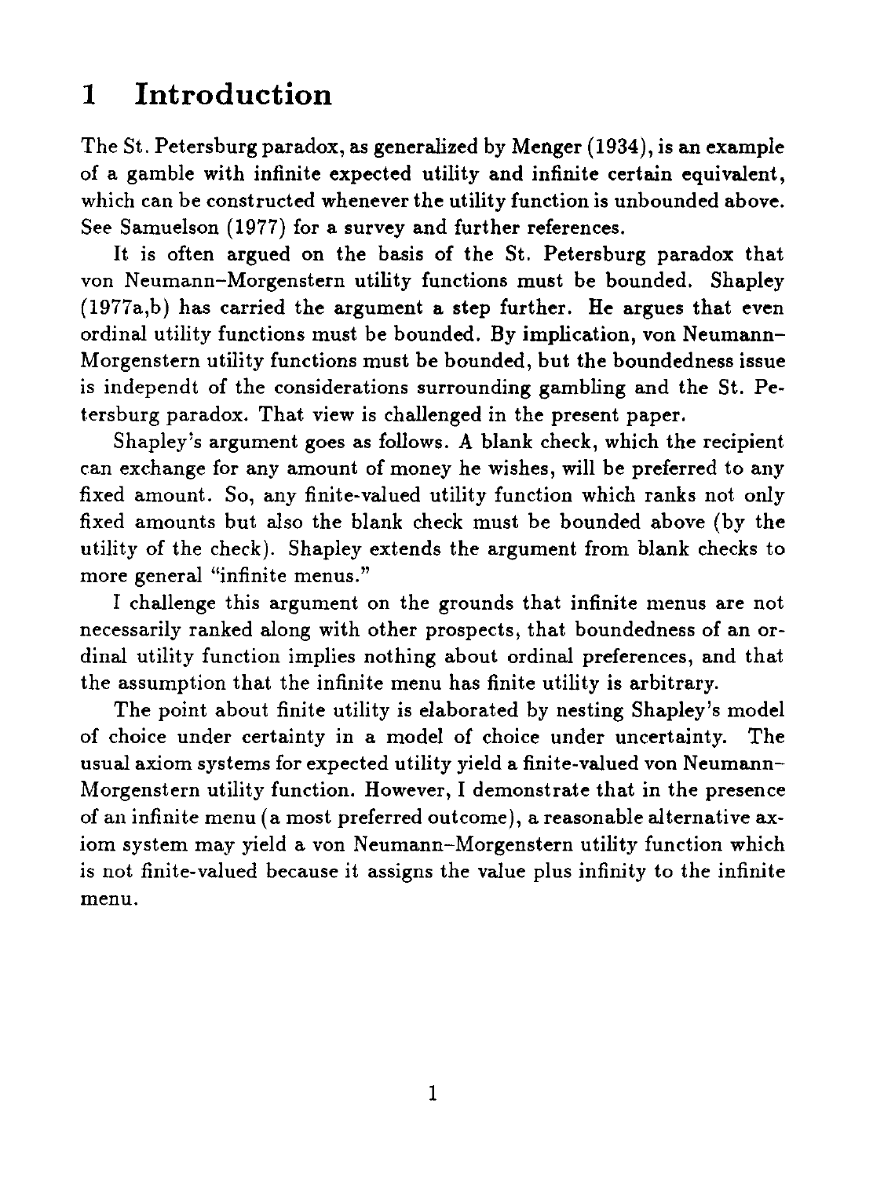# 1 Introduction

The St. Petersburg paradox, as generalized by Menger (1934), is an example of a gamble with infinite expected utility and infinite certain equivalent, which can be constructed whenever the utility function is unbounded above. See Samuelson (1977) for a survey and further references.

It is often argued on the basis of the St. Petersburg paradox that von Neumann–Morgenstern utility functions must be bounded. Shapley (1977a,b) has carried the argument a step further. He argues that even ordinal utility functions must be bounded. By implication, von Neumann–Morgenstern utility functions must be bounded, but the boundedness issue is independt of the considerations surrounding gambling and the St. Petersburg paradox. That view is challenged in the present paper.

Shapley's argument goes as follows. A blank check, which the recipient can exchange for any amount of money he wishes, will be preferred to any fixed amount. So, any finite-valued utility function which ranks not only fixed amounts but also the blank check must be bounded above (by the utility of the check). Shapley extends the argument from blank checks to more general "infinite menus."

I challenge this argument on the grounds that infinite menus are not necessarily ranked along with other prospects, that boundedness of an ordinal utility function implies nothing about ordinal preferences, and that the assumption that the infinite menu has finite utility is arbitrary.

The point about finite utility is elaborated by nesting Shapley's model of choice under certainty in a model of choice under uncertainty. The usual axiom systems for expected utility yield a finite-valued von Neumann–Morgenstern utility function. However, I demonstrate that in the presence of an infinite menu (a most preferred outcome), a reasonable alternative axiom system may yield a von Neumann–Morgenstern utility function which is not finite-valued because it assigns the value plus infinity to the infinite menu.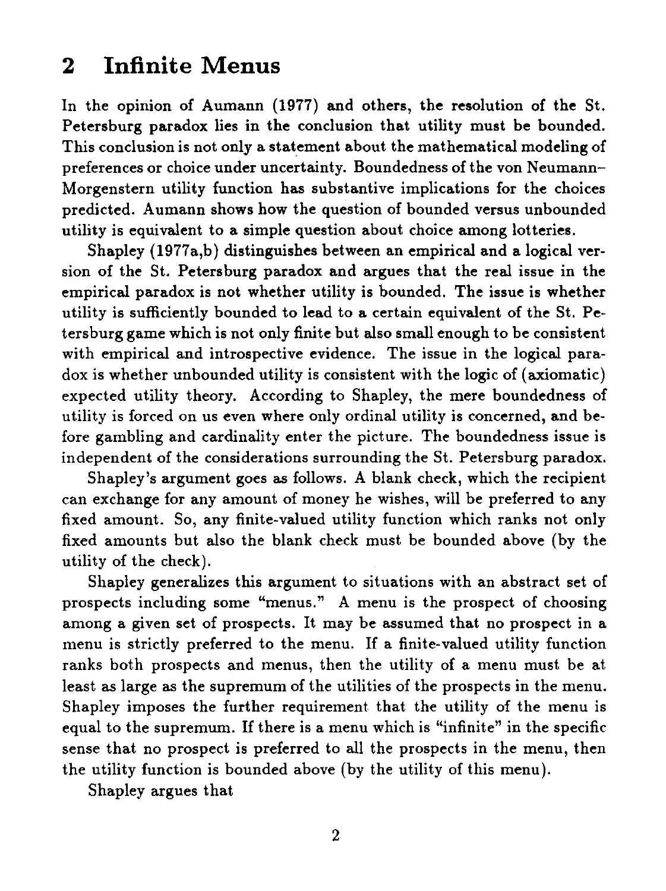## 2 Infinite Menus

In the opinion of Aumann (1977) and others, the resolution of the St. Petersburg paradox lies in the conclusion that utility must be bounded. This conclusion is not only a statement about the mathematical modeling of preferences or choice under uncertainty. Boundedness of the von Neumann–Morgenstern utility function has substantive implications for the choices predicted. Aumann shows how the question of bounded versus unbounded utility is equivalent to a simple question about choice among lotteries.

Shapley (1977a,b) distinguishes between an empirical and a logical version of the St. Petersburg paradox and argues that the real issue in the empirical paradox is not whether utility is bounded. The issue is whether utility is sufficiently bounded to lead to a certain equivalent of the St. Petersburg game which is not only finite but also small enough to be consistent with empirical and introspective evidence. The issue in the logical paradox is whether unbounded utility is consistent with the logic of (axiomatic) expected utility theory. According to Shapley, the mere boundedness of utility is forced on us even where only ordinal utility is concerned, and before gambling and cardinality enter the picture. The boundedness issue is independent of the considerations surrounding the St. Petersburg paradox.

Shapley's argument goes as follows. A blank check, which the recipient can exchange for any amount of money he wishes, will be preferred to any fixed amount. So, any finite-valued utility function which ranks not only fixed amounts but also the blank check must be bounded above (by the utility of the check).

Shapley generalizes this argument to situations with an abstract set of prospects including some "menus." A menu is the prospect of choosing among a given set of prospects. It may be assumed that no prospect in a menu is strictly preferred to the menu. If a finite-valued utility function ranks both prospects and menus, then the utility of a menu must be at least as large as the supremum of the utilities of the prospects in the menu. Shapley imposes the further requirement that the utility of the menu is equal to the supremum. If there is a menu which is "infinite" in the specific sense that no prospect is preferred to all the prospects in the menu, then the utility function is bounded above (by the utility of this menu).

Shapley argues that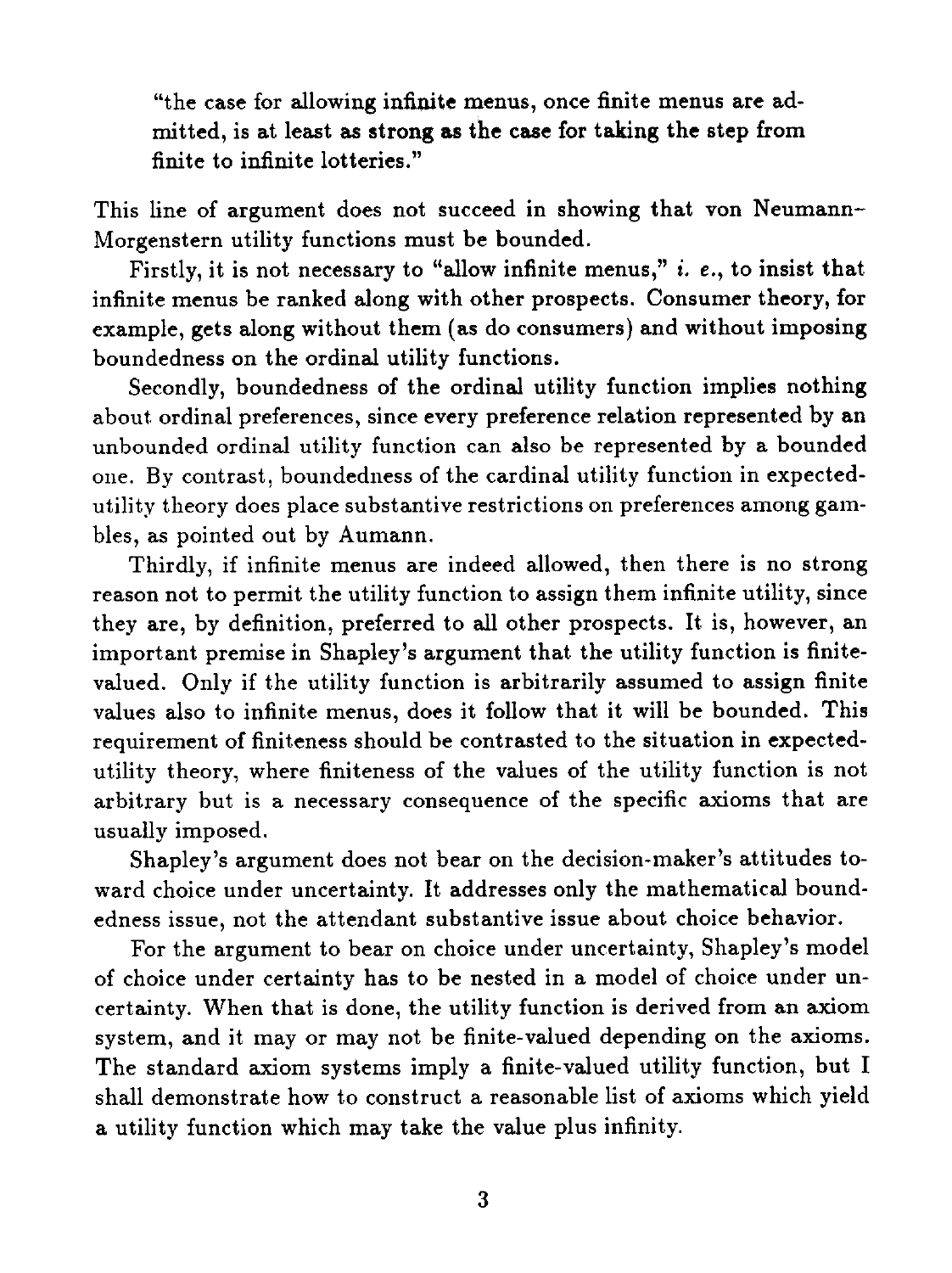> "the case for allowing infinite menus, once finite menus are admitted, is at least as strong as the case for taking the step from finite to infinite lotteries."

This line of argument does not succeed in showing that von Neumann–Morgenstern utility functions must be bounded.

Firstly, it is not necessary to "allow infinite menus," *i. e.*, to insist that infinite menus be ranked along with other prospects. Consumer theory, for example, gets along without them (as do consumers) and without imposing boundedness on the ordinal utility functions.

Secondly, boundedness of the ordinal utility function implies nothing about ordinal preferences, since every preference relation represented by an unbounded ordinal utility function can also be represented by a bounded one. By contrast, boundedness of the cardinal utility function in expected-utility theory does place substantive restrictions on preferences among gambles, as pointed out by Aumann.

Thirdly, if infinite menus are indeed allowed, then there is no strong reason not to permit the utility function to assign them infinite utility, since they are, by definition, preferred to all other prospects. It is, however, an important premise in Shapley's argument that the utility function is finite-valued. Only if the utility function is arbitrarily assumed to assign finite values also to infinite menus, does it follow that it will be bounded. This requirement of finiteness should be contrasted to the situation in expected-utility theory, where finiteness of the values of the utility function is not arbitrary but is a necessary consequence of the specific axioms that are usually imposed.

Shapley's argument does not bear on the decision-maker's attitudes toward choice under uncertainty. It addresses only the mathematical boundedness issue, not the attendant substantive issue about choice behavior.

For the argument to bear on choice under uncertainty, Shapley's model of choice under certainty has to be nested in a model of choice under uncertainty. When that is done, the utility function is derived from an axiom system, and it may or may not be finite-valued depending on the axioms. The standard axiom systems imply a finite-valued utility function, but I shall demonstrate how to construct a reasonable list of axioms which yield a utility function which may take the value plus infinity.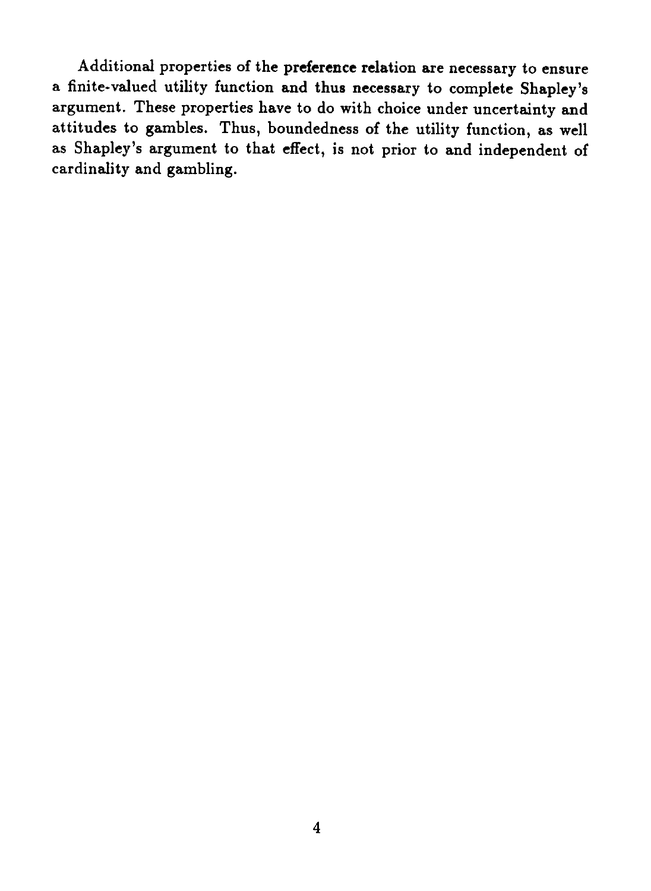Additional properties of the preference relation are necessary to ensure a finite-valued utility function and thus necessary to complete Shapley's argument. These properties have to do with choice under uncertainty and attitudes to gambles. Thus, boundedness of the utility function, as well as Shapley's argument to that effect, is not prior to and independent of cardinality and gambling.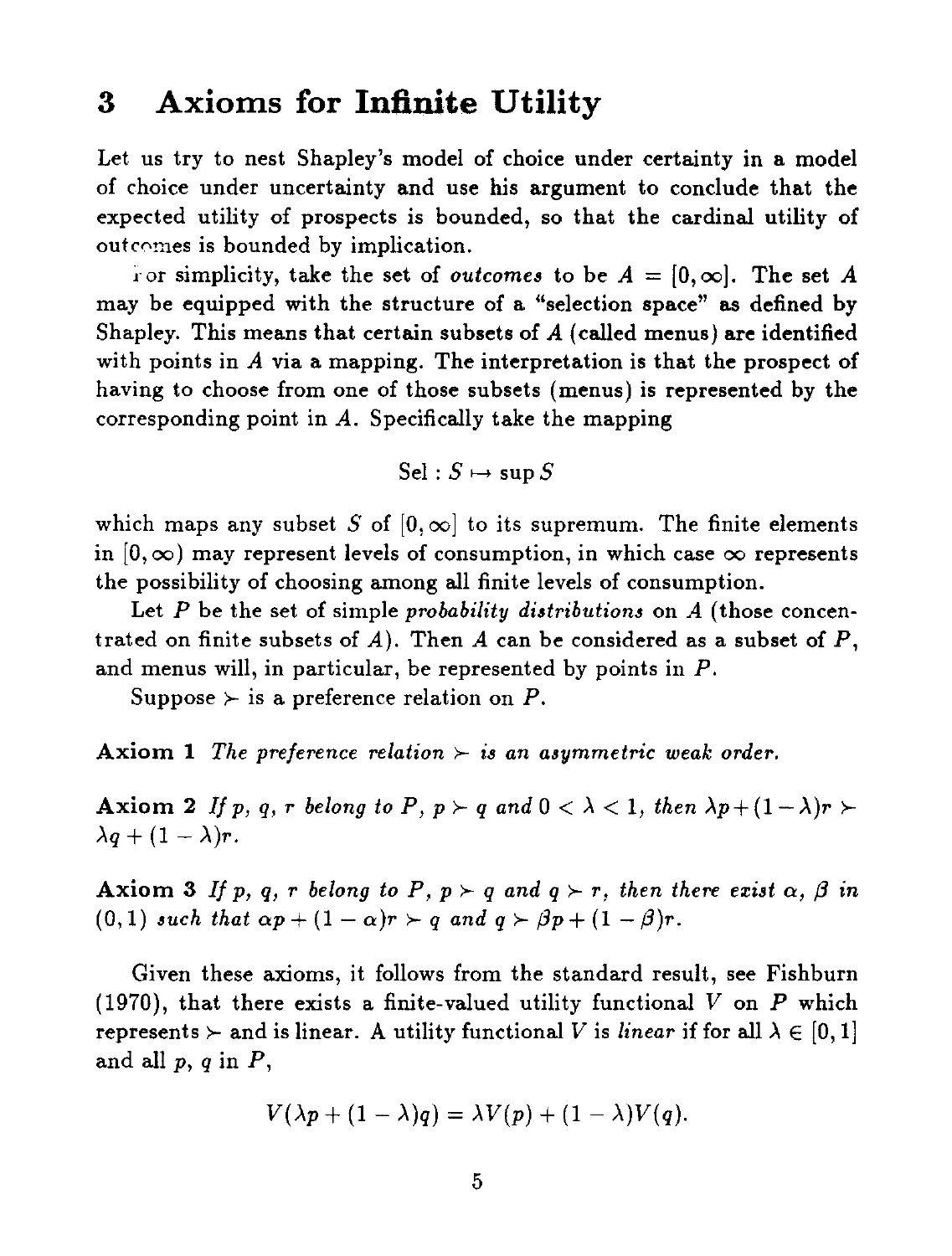## 3 Axioms for Infinite Utility

Let us try to nest Shapley's model of choice under certainty in a model of choice under uncertainty and use his argument to conclude that the expected utility of prospects is bounded, so that the cardinal utility of outcomes is bounded by implication.

For simplicity, take the set of *outcomes* to be $A = [0, \infty]$. The set $A$ may be equipped with the structure of a "selection space" as defined by Shapley. This means that certain subsets of $A$ (called menus) are identified with points in $A$ via a mapping. The interpretation is that the prospect of having to choose from one of those subsets (menus) is represented by the corresponding point in $A$. Specifically take the mapping

$$\text{Sel} : S \mapsto \sup S$$

which maps any subset $S$ of $[0, \infty]$ to its supremum. The finite elements in $[0, \infty)$ may represent levels of consumption, in which case $\infty$ represents the possibility of choosing among all finite levels of consumption.

Let $P$ be the set of simple *probability distributions* on $A$ (those concentrated on finite subsets of $A$). Then $A$ can be considered as a subset of $P$, and menus will, in particular, be represented by points in $P$.

Suppose $\succ$ is a preference relation on $P$.

**Axiom 1** *The preference relation $\succ$ is an asymmetric weak order.*

**Axiom 2** *If $p$, $q$, $r$ belong to $P$, $p \succ q$ and $0 < \lambda < 1$, then $\lambda p + (1 - \lambda) r \succ \lambda q + (1 - \lambda) r$.*

**Axiom 3** *If $p$, $q$, $r$ belong to $P$, $p \succ q$ and $q \succ r$, then there exist $\alpha$, $\beta$ in $(0, 1)$ such that $\alpha p + (1 - \alpha) r \succ q$ and $q \succ \beta p + (1 - \beta) r$.*

Given these axioms, it follows from the standard result, see Fishburn (1970), that there exists a finite-valued utility functional $V$ on $P$ which represents $\succ$ and is linear. A utility functional $V$ is *linear* if for all $\lambda \in [0, 1]$ and all $p$, $q$ in $P$,

$$V(\lambda p + (1 - \lambda) q) = \lambda V(p) + (1 - \lambda) V(q).$$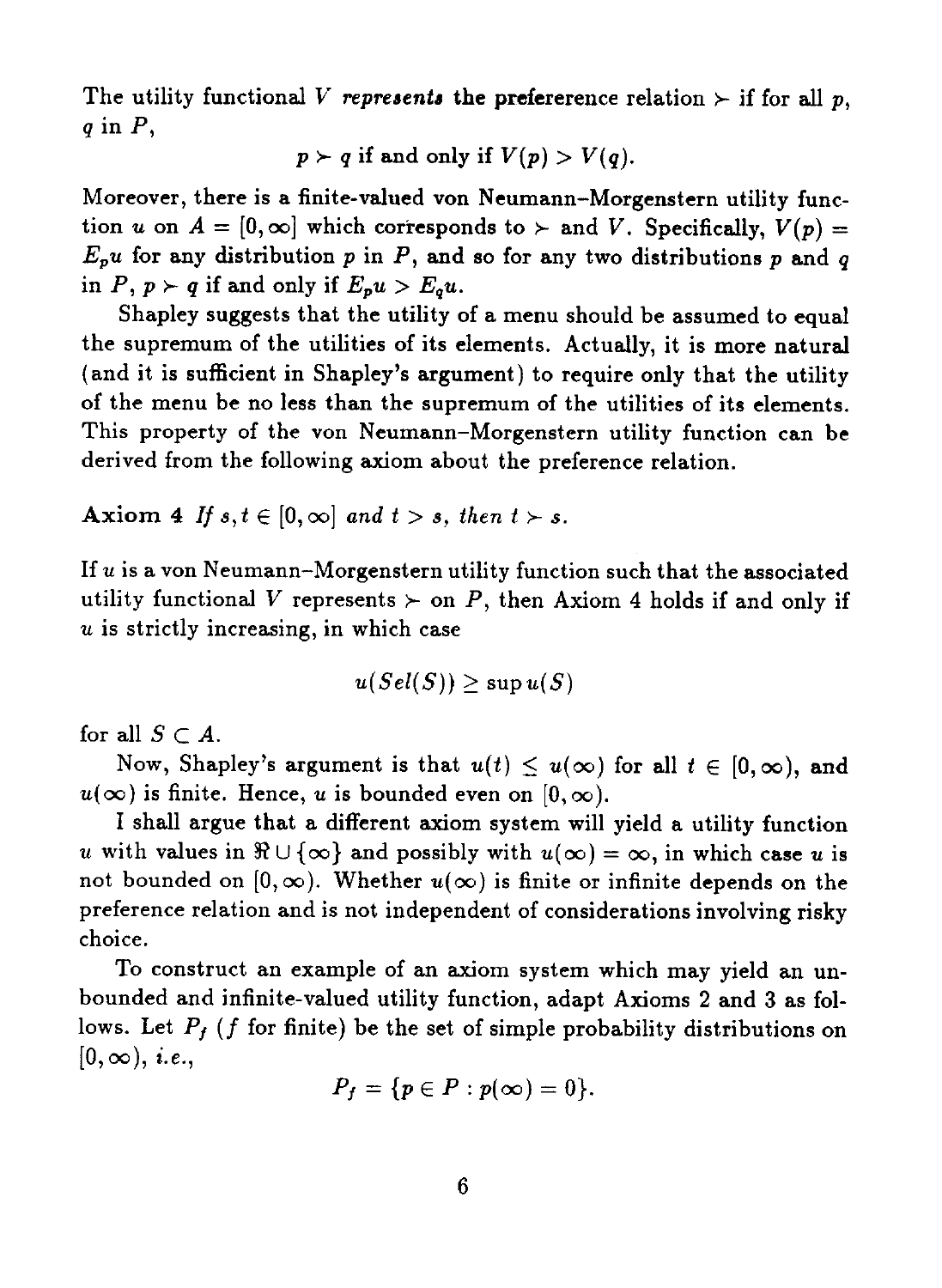The utility functional $V$ ***represents*** **the prefererence relation** $\succ$ if for all $p$, $q$ in $P$,

$$p \succ q \text{ if and only if } V(p) > V(q).$$

Moreover, there is a finite-valued von Neumann–Morgenstern utility function $u$ on $A = [0, \infty]$ which corresponds to $\succ$ and $V$. Specifically, $V(p) = E_p u$ for any distribution $p$ in $P$, and so for any two distributions $p$ and $q$ in $P$, $p \succ q$ if and only if $E_p u > E_q u$.

Shapley suggests that the utility of a menu should be assumed to equal the supremum of the utilities of its elements. Actually, it is more natural (and it is sufficient in Shapley's argument) to require only that the utility of the menu be no less than the supremum of the utilities of its elements. This property of the von Neumann–Morgenstern utility function can be derived from the following axiom about the preference relation.

**Axiom 4** *If $s, t \in [0, \infty]$ and $t > s$, then $t \succ s$.*

If $u$ is a von Neumann–Morgenstern utility function such that the associated utility functional $V$ represents $\succ$ on $P$, then Axiom 4 holds if and only if $u$ is strictly increasing, in which case

$$u(Sel(S)) \geq \sup u(S)$$

for all $S \subset A$.

Now, Shapley's argument is that $u(t) \leq u(\infty)$ for all $t \in [0, \infty)$, and $u(\infty)$ is finite. Hence, $u$ is bounded even on $[0, \infty)$.

I shall argue that a different axiom system will yield a utility function $u$ with values in $\Re \cup \{\infty\}$ and possibly with $u(\infty) = \infty$, in which case $u$ is not bounded on $[0, \infty)$. Whether $u(\infty)$ is finite or infinite depends on the preference relation and is not independent of considerations involving risky choice.

To construct an example of an axiom system which may yield an unbounded and infinite-valued utility function, adapt Axioms 2 and 3 as follows. Let $P_f$ ($f$ for finite) be the set of simple probability distributions on $[0, \infty)$, *i.e.*,

$$P_f = \{p \in P : p(\infty) = 0\}.$$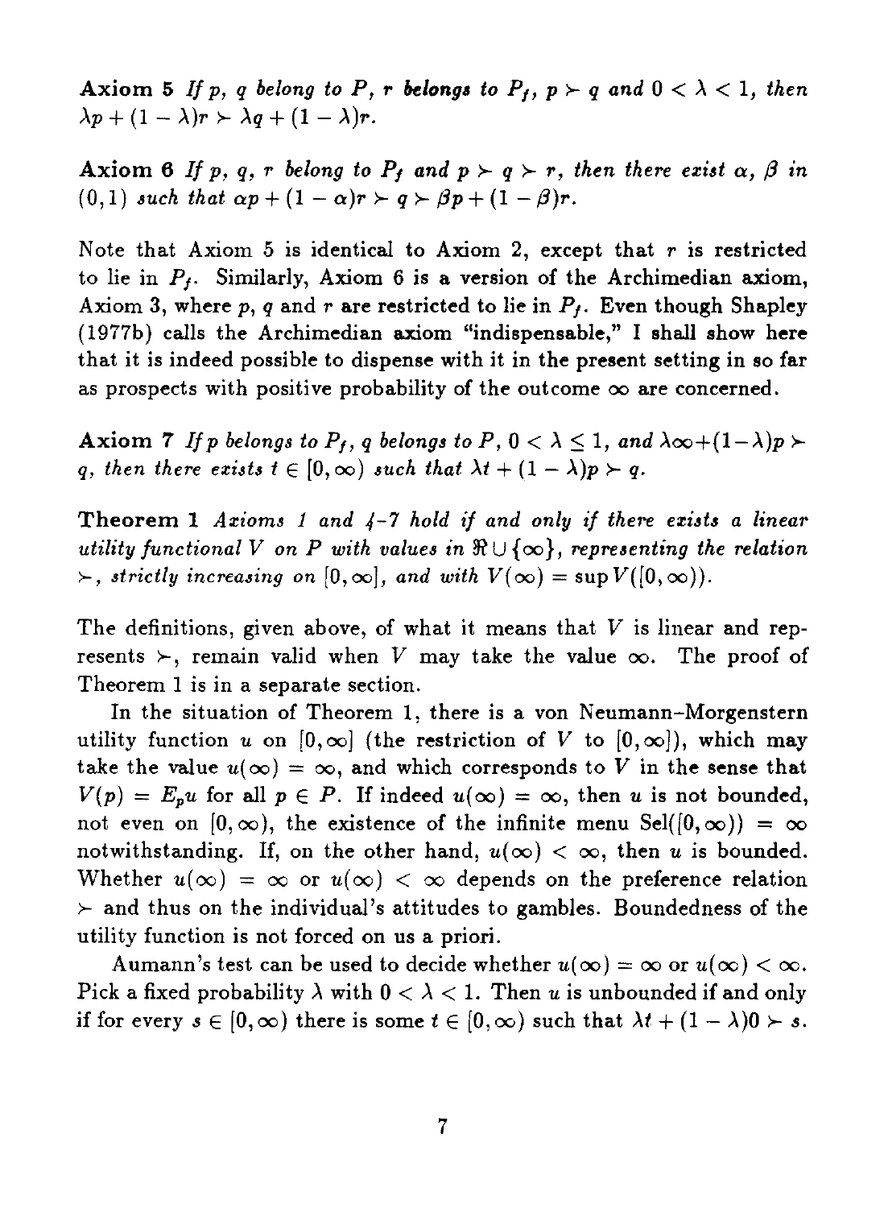**Axiom 5** *If $p$, $q$ belong to $P$, $r$ belongs to $P_f$, $p \succ q$ and $0 < \lambda < 1$, then $\lambda p + (1-\lambda)r \succ \lambda q + (1-\lambda)r$.*

**Axiom 6** *If $p$, $q$, $r$ belong to $P_f$ and $p \succ q \succ r$, then there exist $\alpha$, $\beta$ in $(0,1)$ such that $\alpha p + (1-\alpha)r \succ q \succ \beta p + (1-\beta)r$.*

Note that Axiom 5 is identical to Axiom 2, except that $r$ is restricted to lie in $P_f$. Similarly, Axiom 6 is a version of the Archimedian axiom, Axiom 3, where $p$, $q$ and $r$ are restricted to lie in $P_f$. Even though Shapley (1977b) calls the Archimedian axiom "indispensable," I shall show here that it is indeed possible to dispense with it in the present setting in so far as prospects with positive probability of the outcome $\infty$ are concerned.

**Axiom 7** *If $p$ belongs to $P_f$, $q$ belongs to $P$, $0 < \lambda \leq 1$, and $\lambda \infty + (1-\lambda)p \succ q$, then there exists $t \in [0,\infty)$ such that $\lambda t + (1-\lambda)p \succ q$.*

**Theorem 1** *Axioms 1 and 4–7 hold if and only if there exists a linear utility functional $V$ on $P$ with values in $\Re \cup \{\infty\}$, representing the relation $\succ$, strictly increasing on $[0,\infty]$, and with $V(\infty) = \sup V([0,\infty))$.*

The definitions, given above, of what it means that $V$ is linear and represents $\succ$, remain valid when $V$ may take the value $\infty$. The proof of Theorem 1 is in a separate section.

In the situation of Theorem 1, there is a von Neumann–Morgenstern utility function $u$ on $[0,\infty]$ (the restriction of $V$ to $[0,\infty]$), which may take the value $u(\infty) = \infty$, and which corresponds to $V$ in the sense that $V(p) = E_p u$ for all $p \in P$. If indeed $u(\infty) = \infty$, then $u$ is not bounded, not even on $[0,\infty)$, the existence of the infinite menu $\mathrm{Sel}([0,\infty)) = \infty$ notwithstanding. If, on the other hand, $u(\infty) < \infty$, then $u$ is bounded. Whether $u(\infty) = \infty$ or $u(\infty) < \infty$ depends on the preference relation $\succ$ and thus on the individual's attitudes to gambles. Boundedness of the utility function is not forced on us a priori.

Aumann's test can be used to decide whether $u(\infty) = \infty$ or $u(\infty) < \infty$. Pick a fixed probability $\lambda$ with $0 < \lambda < 1$. Then $u$ is unbounded if and only if for every $s \in [0,\infty)$ there is some $t \in [0,\infty)$ such that $\lambda t + (1-\lambda)0 \succ s$.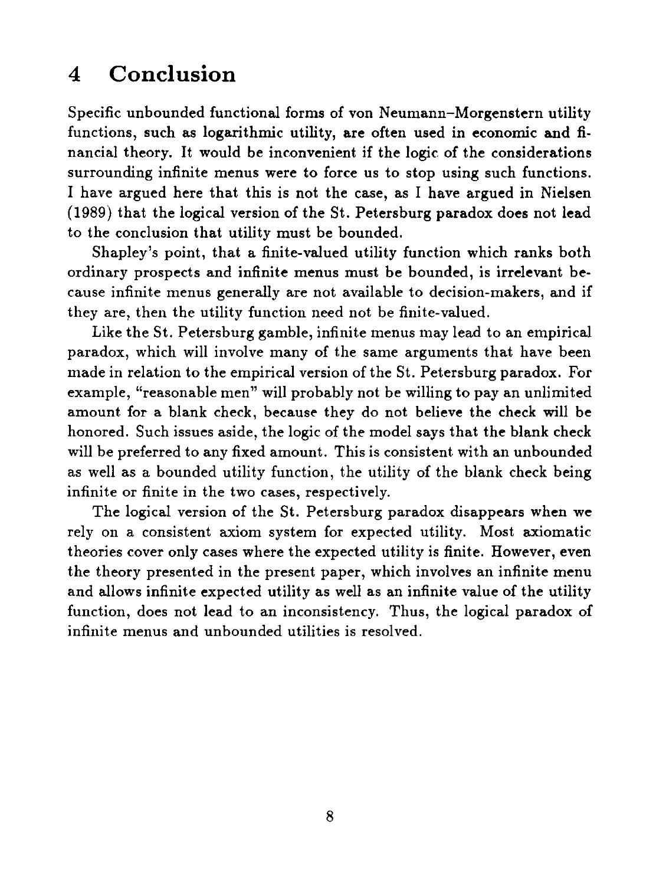## 4 Conclusion

Specific unbounded functional forms of von Neumann–Morgenstern utility functions, such as logarithmic utility, are often used in economic and financial theory. It would be inconvenient if the logic of the considerations surrounding infinite menus were to force us to stop using such functions. I have argued here that this is not the case, as I have argued in Nielsen (1989) that the logical version of the St. Petersburg paradox does not lead to the conclusion that utility must be bounded.

Shapley's point, that a finite-valued utility function which ranks both ordinary prospects and infinite menus must be bounded, is irrelevant because infinite menus generally are not available to decision-makers, and if they are, then the utility function need not be finite-valued.

Like the St. Petersburg gamble, infinite menus may lead to an empirical paradox, which will involve many of the same arguments that have been made in relation to the empirical version of the St. Petersburg paradox. For example, "reasonable men" will probably not be willing to pay an unlimited amount for a blank check, because they do not believe the check will be honored. Such issues aside, the logic of the model says that the blank check will be preferred to any fixed amount. This is consistent with an unbounded as well as a bounded utility function, the utility of the blank check being infinite or finite in the two cases, respectively.

The logical version of the St. Petersburg paradox disappears when we rely on a consistent axiom system for expected utility. Most axiomatic theories cover only cases where the expected utility is finite. However, even the theory presented in the present paper, which involves an infinite menu and allows infinite expected utility as well as an infinite value of the utility function, does not lead to an inconsistency. Thus, the logical paradox of infinite menus and unbounded utilities is resolved.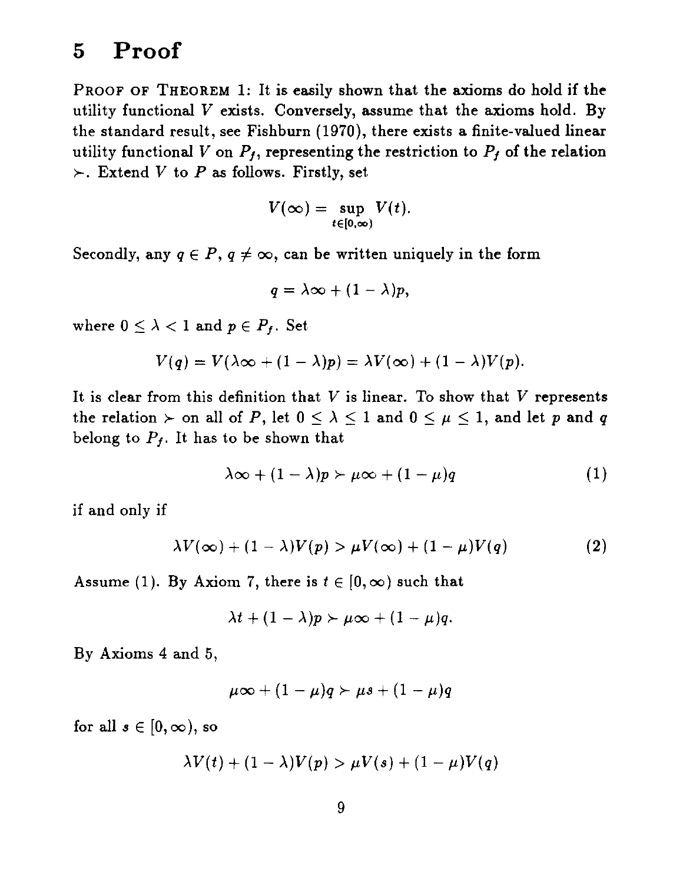# 5 Proof

PROOF OF THEOREM 1: It is easily shown that the axioms do hold if the utility functional $V$ exists. Conversely, assume that the axioms hold. By the standard result, see Fishburn (1970), there exists a finite-valued linear utility functional $V$ on $P_f$, representing the restriction to $P_f$ of the relation $\succ$. Extend $V$ to $P$ as follows. Firstly, set

$$V(\infty) = \sup_{t \in [0,\infty)} V(t).$$

Secondly, any $q \in P$, $q \neq \infty$, can be written uniquely in the form

$$q = \lambda\infty + (1 - \lambda)p,$$

where $0 \leq \lambda < 1$ and $p \in P_f$. Set

$$V(q) = V(\lambda\infty + (1 - \lambda)p) = \lambda V(\infty) + (1 - \lambda)V(p).$$

It is clear from this definition that $V$ is linear. To show that $V$ represents the relation $\succ$ on all of $P$, let $0 \leq \lambda \leq 1$ and $0 \leq \mu \leq 1$, and let $p$ and $q$ belong to $P_f$. It has to be shown that

$$\lambda\infty + (1 - \lambda)p \succ \mu\infty + (1 - \mu)q \tag{1}$$

if and only if

$$\lambda V(\infty) + (1 - \lambda)V(p) > \mu V(\infty) + (1 - \mu)V(q) \tag{2}$$

Assume (1). By Axiom 7, there is $t \in [0, \infty)$ such that

$$\lambda t + (1 - \lambda)p \succ \mu\infty + (1 - \mu)q.$$

By Axioms 4 and 5,

$$\mu\infty + (1 - \mu)q \succ \mu s + (1 - \mu)q$$

for all $s \in [0, \infty)$, so

$$\lambda V(t) + (1 - \lambda)V(p) > \mu V(s) + (1 - \mu)V(q)$$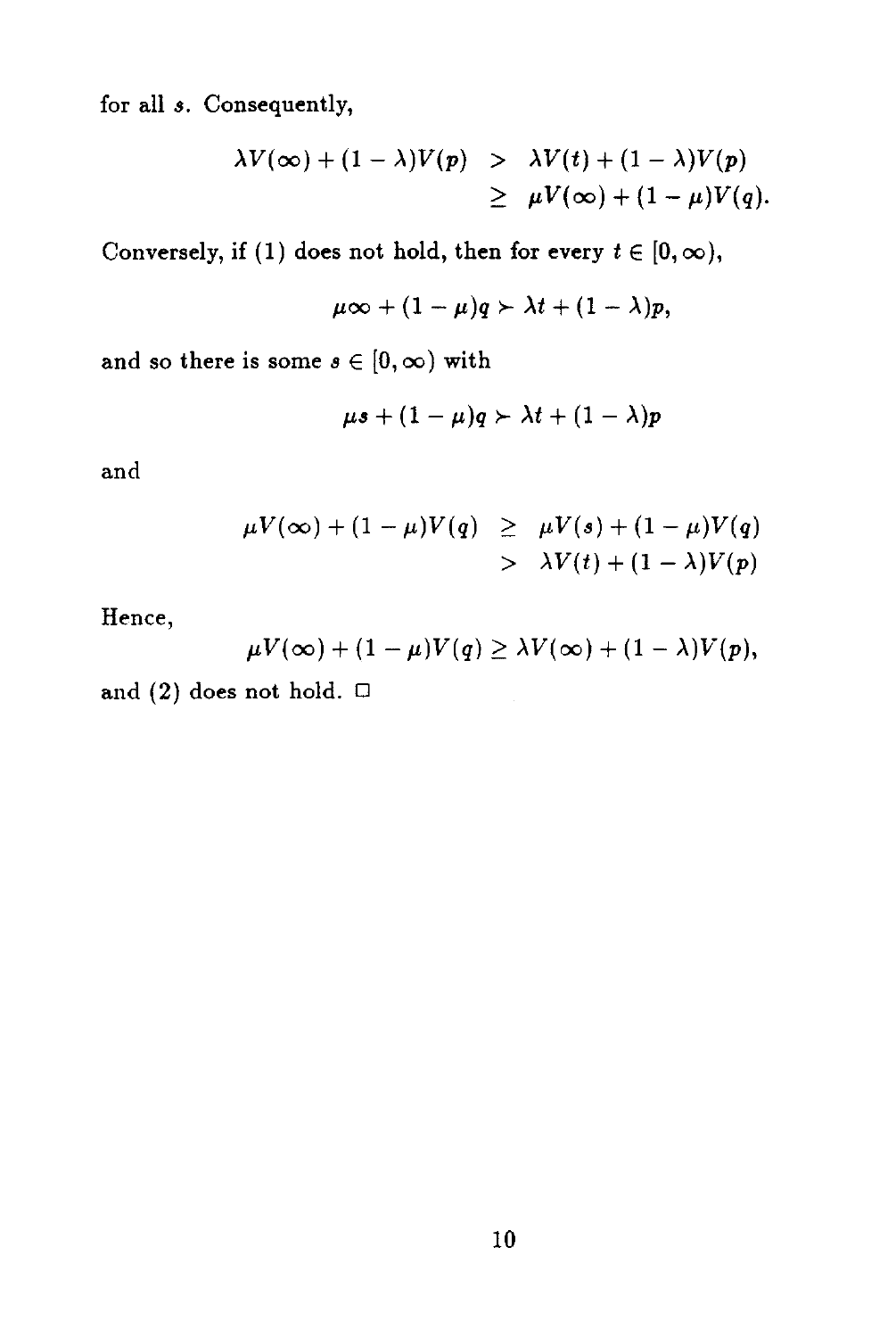for all $s$. Consequently,

$$\begin{aligned}
\lambda V(\infty) + (1-\lambda)V(p) &> \lambda V(t) + (1-\lambda)V(p) \\
&\geq \mu V(\infty) + (1-\mu)V(q).
\end{aligned}$$

Conversely, if (1) does not hold, then for every $t \in [0, \infty)$,

$$\mu\infty + (1-\mu)q \succ \lambda t + (1-\lambda)p,$$

and so there is some $s \in [0, \infty)$ with

$$\mu s + (1-\mu)q \succ \lambda t + (1-\lambda)p$$

and

$$\begin{aligned}
\mu V(\infty) + (1-\mu)V(q) &\geq \mu V(s) + (1-\mu)V(q) \\
&> \lambda V(t) + (1-\lambda)V(p)
\end{aligned}$$

Hence,

$$\mu V(\infty) + (1-\mu)V(q) \geq \lambda V(\infty) + (1-\lambda)V(p),$$

and (2) does not hold. □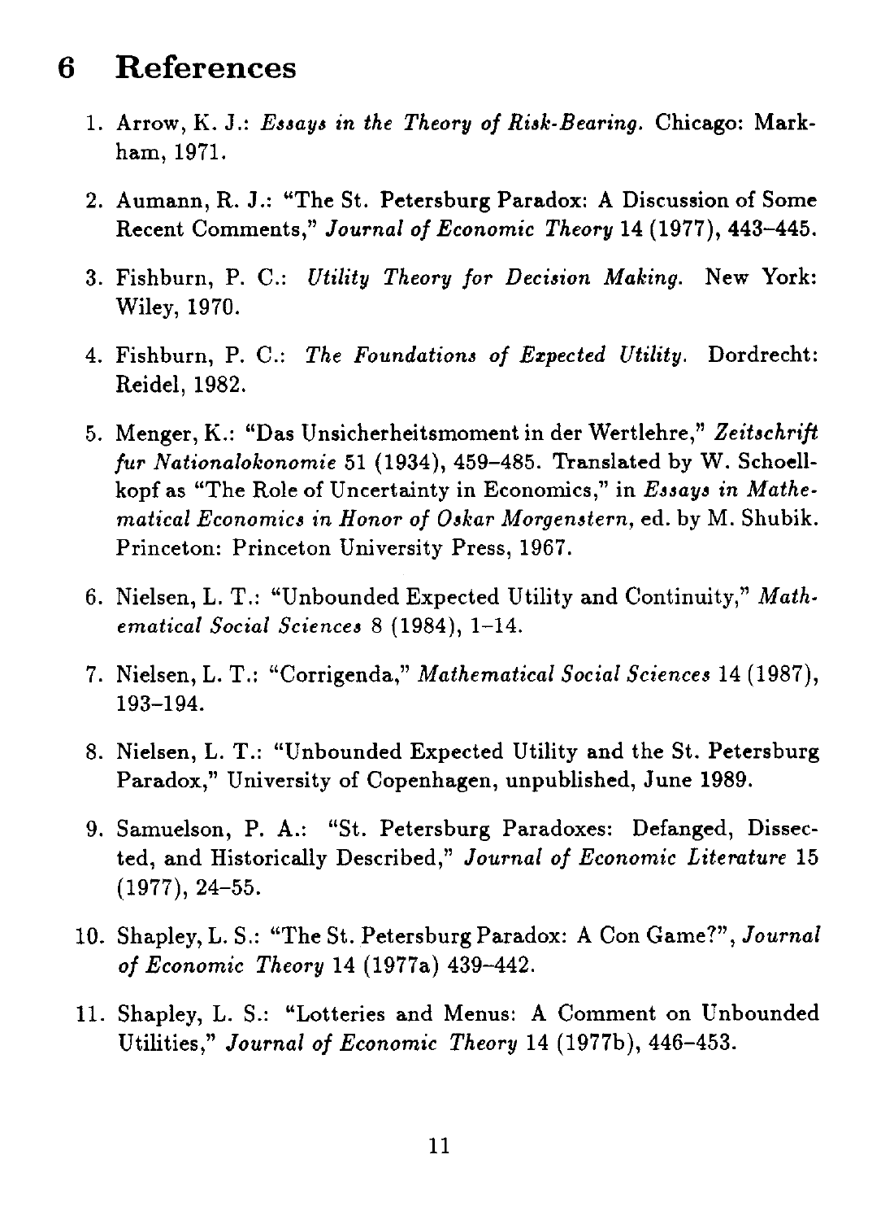## 6 References

1. Arrow, K. J.: *Essays in the Theory of Risk-Bearing.* Chicago: Markham, 1971.

2. Aumann, R. J.: "The St. Petersburg Paradox: A Discussion of Some Recent Comments," *Journal of Economic Theory* 14 (1977), 443–445.

3. Fishburn, P. C.: *Utility Theory for Decision Making.* New York: Wiley, 1970.

4. Fishburn, P. C.: *The Foundations of Expected Utility.* Dordrecht: Reidel, 1982.

5. Menger, K.: "Das Unsicherheitsmoment in der Wertlehre," *Zeitschrift fur Nationalokonomie* 51 (1934), 459–485. Translated by W. Schoellkopf as "The Role of Uncertainty in Economics," in *Essays in Mathematical Economics in Honor of Oskar Morgenstern*, ed. by M. Shubik. Princeton: Princeton University Press, 1967.

6. Nielsen, L. T.: "Unbounded Expected Utility and Continuity," *Mathematical Social Sciences* 8 (1984), 1–14.

7. Nielsen, L. T.: "Corrigenda," *Mathematical Social Sciences* 14 (1987), 193–194.

8. Nielsen, L. T.: "Unbounded Expected Utility and the St. Petersburg Paradox," University of Copenhagen, unpublished, June 1989.

9. Samuelson, P. A.: "St. Petersburg Paradoxes: Defanged, Dissected, and Historically Described," *Journal of Economic Literature* 15 (1977), 24–55.

10. Shapley, L. S.: "The St. Petersburg Paradox: A Con Game?", *Journal of Economic Theory* 14 (1977a) 439–442.

11. Shapley, L. S.: "Lotteries and Menus: A Comment on Unbounded Utilities," *Journal of Economic Theory* 14 (1977b), 446–453.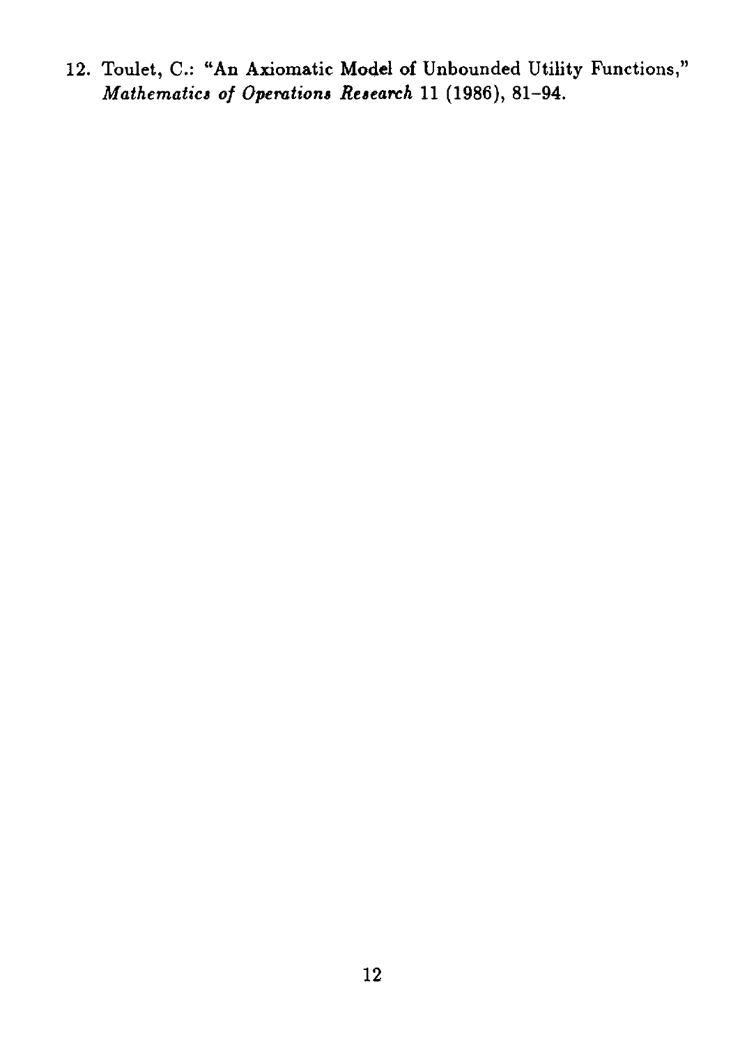12. Toulet, C.: "An Axiomatic Model of Unbounded Utility Functions," *Mathematics of Operations Research* 11 (1986), 81–94.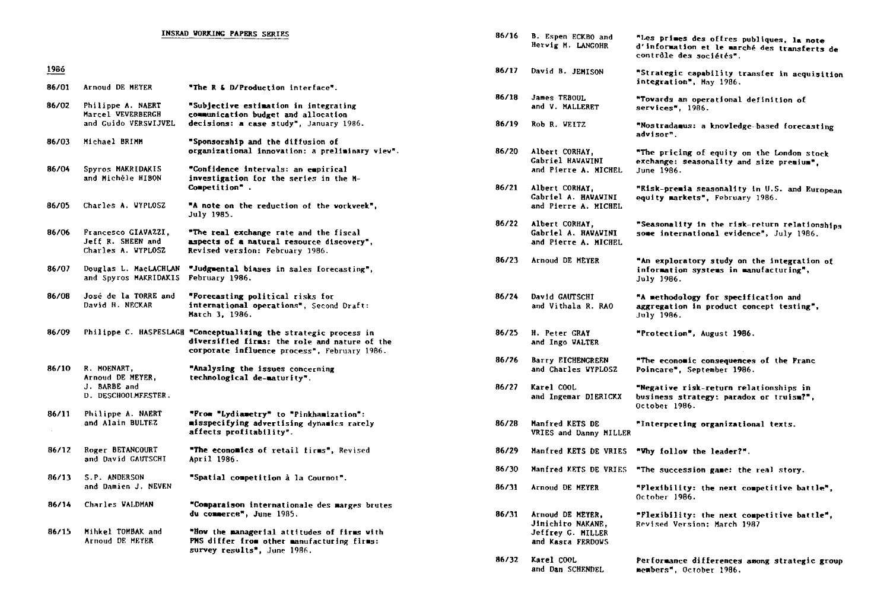# INSEAD WORKING PAPERS SERIES

## 1986

86/01 Arnoud DE MEYER "The R & D/Production interface".

86/02 Philippe A. NAERT, Marcel VEVERBERGH and Guido VERSWIJVEL "Subjective estimation in integrating communication budget and allocation decisions: a case study", January 1986.

86/03 Michael BRIMM "Sponsorship and the diffusion of organizational innovation: a preliminary view".

86/04 Spyros MAKRIDAKIS and Michèle HIBON "Confidence intervals: an empirical investigation for the series in the M-Competition" .

86/05 Charles A. WYPLOSZ "A note on the reduction of the workweek", July 1985.

86/06 Francesco GIAVAZZI, Jeff R. SHEEN and Charles A. WYPLOSZ "The real exchange rate and the fiscal aspects of a natural resource discovery", Revised version: February 1986.

86/07 Douglas L. MacLACHLAN and Spyros MAKRIDAKIS "Judgmental biases in sales forecasting", February 1986.

86/08 José de la TORRE and David H. NECKAR "Forecasting political risks for international operations", Second Draft: March 3, 1986.

86/09 Philippe C. HASPESLAGH "Conceptualizing the strategic process in diversified firms: the role and nature of the corporate influence process", February 1986.

86/10 R. MOENART, Arnoud DE MEYER, J. BARBE and D. DESCHOOLMEESTER. "Analysing the issues concerning technological de-maturity".

86/11 Philippe A. NAERT and Alain BULTEZ "From "Lydiametry" to "Pinkhamization": misspecifying advertising dynamics rarely affects profitability".

86/12 Roger BETANCOURT and David GAUTSCHI "The economics of retail firms", Revised April 1986.

86/13 S.P. ANDERSON and Damien J. NEVEN "Spatial competition à la Cournot".

86/14 Charles WALDMAN "Comparaison internationale des marges brutes du commerce", June 1985.

86/15 Mihkel TOMBAK and Arnoud DE MEYER "How the managerial attitudes of firms with FMS differ from other manufacturing firms: survey results", June 1986.

86/16 B. Espen ECKBO and Herwig M. LANGOHR "Les primes des offres publiques, la note d'information et le marché des transferts de contrôle des sociétés".

86/17 David B. JEMISON "Strategic capability transfer in acquisition integration", May 1986.

86/18 James TEBOUL and V. MALLERET "Towards an operational definition of services", 1986.

86/19 Rob R. WEITZ "Nostradamus: a knowledge-based forecasting advisor".

86/20 Albert CORHAY, Gabriel HAWAWINI and Pierre A. MICHEL "The pricing of equity on the London stock exchange: seasonality and size premium", June 1986.

86/21 Albert CORHAY, Gabriel A. HAWAWINI and Pierre A. MICHEL "Risk-premia seasonality in U.S. and European equity markets", February 1986.

86/22 Albert CORHAY, Gabriel A. HAWAWINI and Pierre A. MICHEL "Seasonality in the risk-return relationships some international evidence", July 1986.

86/23 Arnoud DE MEYER "An exploratory study on the integration of information systems in manufacturing", July 1986.

86/24 David GAUTSCHI and Vithala R. RAO "A methodology for specification and aggregation in product concept testing", July 1986.

86/25 H. Peter GRAY and Ingo WALTER "Protection", August 1986.

86/26 Barry EICHENGREEN and Charles WYPLOSZ "The economic consequences of the Franc Poincare", September 1986.

86/27 Karel COOL and Ingemar DIERICKX "Negative risk-return relationships in business strategy: paradox or truism?", October 1986.

86/28 Manfred KETS DE VRIES and Danny MILLER "Interpreting organizational texts.

86/29 Manfred KETS DE VRIES "Why follow the leader?".

86/30 Manfred KETS DE VRIES "The succession game: the real story.

86/31 Arnoud DE MEYER "Flexibility: the next competitive battle", October 1986.

86/31 Arnoud DE MEYER, Jinichiro NAKANE, Jeffrey G. MILLER and Kasra FERDOWS "Flexibility: the next competitive battle", Revised Version: March 1987

86/32 Karel COOL and Dan SCHENDEL Performance differences among strategic group members", October 1986.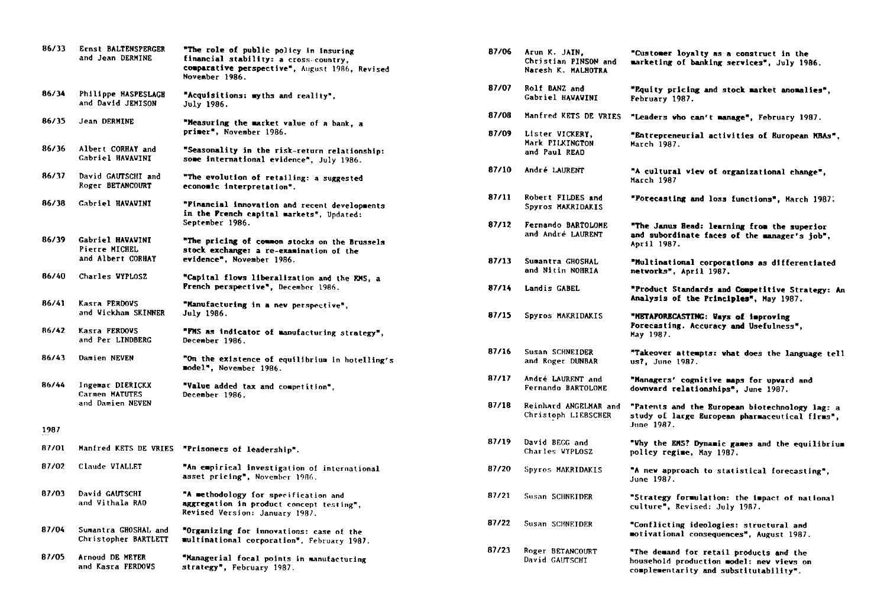| | | |
|---|---|---|
| 86/33 | Ernst BALTENSPERGER and Jean DERMINE | **"The role of public policy in insuring financial stability: a cross-country, comparative perspective"**, August 1986, Revised November 1986. |
| 86/34 | Philippe HASPESLAGH and David JEMISON | **"Acquisitions: myths and reality"**, July 1986. |
| 86/35 | Jean DERMINE | **"Measuring the market value of a bank, a primer"**, November 1986. |
| 86/36 | Albert CORHAY and Gabriel HAWAWINI | **"Seasonality in the risk-return relationship: some international evidence"**, July 1986. |
| 86/37 | David GAUTSCHI and Roger BETANCOURT | **"The evolution of retailing: a suggested economic interpretation"**. |
| 86/38 | Gabriel HAWAWINI | **"Financial innovation and recent developments in the French capital markets"**, Updated: September 1986. |
| 86/39 | Gabriel HAWAWINI Pierre MICHEL and Albert CORHAY | **"The pricing of common stocks on the Brussels stock exchange: a re-examination of the evidence"**, November 1986. |
| 86/40 | Charles WYPLOSZ | **"Capital flows liberalization and the EMS, a French perspective"**, December 1986. |
| 86/41 | Kasra FERDOWS and Wickham SKINNER | **"Manufacturing in a new perspective"**, July 1986. |
| 86/42 | Kasra FERDOWS and Per LINDBERG | **"FMS as indicator of manufacturing strategy"**, December 1986. |
| 86/43 | Damien NEVEN | **"On the existence of equilibrium in hotelling's model"**, November 1986. |
| 86/44 | Ingemar DIERICKX Carmen MATUTES and Damien NEVEN | **"Value added tax and competition"**, December 1986. |

1987

| | | |
|---|---|---|
| 87/01 | Manfred KETS DE VRIES | **"Prisoners of leadership"**. |
| 87/02 | Claude VIALLET | **"An empirical investigation of international asset pricing"**, November 1986. |
| 87/03 | David GAUTSCHI and Vithala RAO | **"A methodology for specification and aggregation in product concept testing"**, Revised Version: January 1987. |
| 87/04 | Sumantra GHOSHAL and Christopher BARTLETT | **"Organizing for innovations: case of the multinational corporation"**, February 1987. |
| 87/05 | Arnoud DE MEYER and Kasra FERDOWS | **"Managerial focal points in manufacturing strategy"**, February 1987. |
| 87/06 | Arun K. JAIN, Christian PINSON and Naresh K. MALHOTRA | **"Customer loyalty as a construct in the marketing of banking services"**, July 1986. |
| 87/07 | Rolf BANZ and Gabriel HAWAWINI | **"Equity pricing and stock market anomalies"**, February 1987. |
| 87/08 | Manfred KETS DE VRIES | **"Leaders who can't manage"**, February 1987. |
| 87/09 | Lister VICKERY, Mark PILKINGTON and Paul READ | **"Entrepreneurial activities of European MBAs"**, March 1987. |
| 87/10 | André LAURENT | **"A cultural view of organizational change"**, March 1987 |
| 87/11 | Robert FILDES and Spyros MAKRIDAKIS | **"Forecasting and loss functions"**, March 1987. |
| 87/12 | Fernando BARTOLOME and André LAURENT | **"The Janus Head: learning from the superior and subordinate faces of the manager's job"**, April 1987. |
| 87/13 | Sumantra GHOSHAL and Nitin NOHRIA | **"Multinational corporations as differentiated networks"**, April 1987. |
| 87/14 | Landis GABEL | **"Product Standards and Competitive Strategy: An Analysis of the Principles"**, May 1987. |
| 87/15 | Spyros MAKRIDAKIS | **"METAFORECASTING: Ways of improving Forecasting. Accuracy and Usefulness"**, May 1987. |
| 87/16 | Susan SCHNEIDER and Roger DUNBAR | **"Takeover attempts: what does the language tell us?**, June 1987. |
| 87/17 | André LAURENT and Fernando BARTOLOME | **"Managers' cognitive maps for upward and downward relationships"**, June 1987. |
| 87/18 | Reinhard ANGELMAR and Christoph LIEBSCHER | **"Patents and the European biotechnology lag: a study of large European pharmaceutical firms"**, June 1987. |
| 87/19 | David BEGG and Charles WYPLOSZ | **"Why the EMS? Dynamic games and the equilibrium policy regime**, May 1987. |
| 87/20 | Spyros MAKRIDAKIS | **"A new approach to statistical forecasting"**, June 1987. |
| 87/21 | Susan SCHNEIDER | **"Strategy formulation: the impact of national culture"**, Revised: July 1987. |
| 87/22 | Susan SCHNEIDER | **"Conflicting ideologies: structural and motivational consequences"**, August 1987. |
| 87/23 | Roger BETANCOURT David GAUTSCHI | **"The demand for retail products and the household production model: new views on complementarity and substitutability"**. |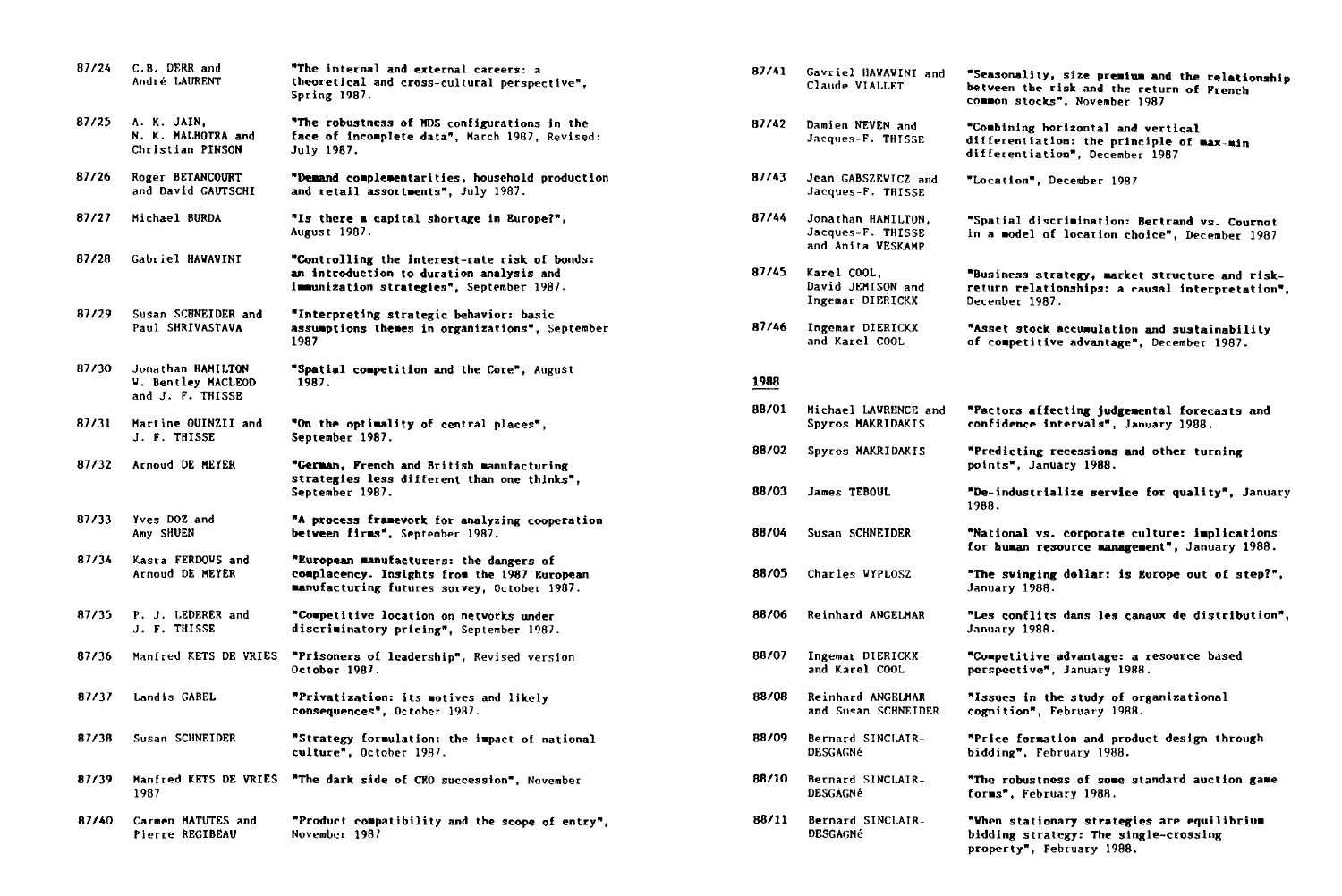| | | |
|---|---|---|
| 87/24 | C.B. DERR and André LAURENT | **"The internal and external careers: a theoretical and cross-cultural perspective"**, Spring 1987. |
| 87/25 | A. K. JAIN, N. K. MALHOTRA and Christian PINSON | **"The robustness of MDS configurations in the face of incomplete data"**, March 1987, Revised: July 1987. |
| 87/26 | Roger BETANCOURT and David GAUTSCHI | **"Demand complementarities, household production and retail assortments"**, July 1987. |
| 87/27 | Michael BURDA | **"Is there a capital shortage in Europe?"**, August 1987. |
| 87/28 | Gabriel HAWAVINI | **"Controlling the interest-rate risk of bonds: an introduction to duration analysis and immunization strategies"**, September 1987. |
| 87/29 | Susan SCHNEIDER and Paul SHRIVASTAVA | **"Interpreting strategic behavior: basic assumptions themes in organizations"**, September 1987 |
| 87/30 | Jonathan HAMILTON W. Bentley MACLEOD and J. F. THISSE | **"Spatial competition and the Core"**, August 1987. |
| 87/31 | Martine QUINZII and J. F. THISSE | **"On the optimality of central places"**, September 1987. |
| 87/32 | Arnoud DE MEYER | **"German, French and British manufacturing strategies less different than one thinks"**, September 1987. |
| 87/33 | Yves DOZ and Amy SHUEN | **"A process framework for analyzing cooperation between firms"**, September 1987. |
| 87/34 | Kasra FERDOWS and Arnoud DE MEYER | **"European manufacturers: the dangers of complacency. Insights from the 1987 European manufacturing futures survey**, October 1987. |
| 87/35 | P. J. LEDERER and J. F. THISSE | **"Competitive location on networks under discriminatory pricing"**, September 1987. |
| 87/36 | Manfred KETS DE VRIES | **"Prisoners of leadership"**, Revised version October 1987. |
| 87/37 | Landis GABEL | **"Privatization: its motives and likely consequences"**, October 1987. |
| 87/38 | Susan SCHNEIDER | **"Strategy formulation: the impact of national culture"**, October 1987. |
| 87/39 | Manfred KETS DE VRIES 1987 | **"The dark side of CEO succession"**, November |
| 87/40 | Carmen MATUTES and Pierre REGIBEAU | **"Product compatibility and the scope of entry"**, November 1987 |
| 87/41 | Gavriel HAWAVINI and Claude VIALLET | **"Seasonality, size premium and the relationship between the risk and the return of French common stocks"**, November 1987 |
| 87/42 | Damien NEVEN and Jacques-F. THISSE | **"Combining horizontal and vertical differentiation: the principle of max-min differentiation"**, December 1987 |
| 87/43 | Jean GABSZEWICZ and Jacques-F. THISSE | **"Location"**, December 1987 |
| 87/44 | Jonathan HAMILTON, Jacques-F. THISSE and Anita VESKAMP | **"Spatial discrimination: Bertrand vs. Cournot in a model of location choice"**, December 1987 |
| 87/45 | Karel COOL, David JEMISON and Ingemar DIERICKX | **"Business strategy, market structure and risk-return relationships: a causal interpretation"**, December 1987. |
| 87/46 | Ingemar DIERICKX and Karel COOL | **"Asset stock accumulation and sustainability of competitive advantage"**, December 1987. |

## 1988

| | | |
|---|---|---|
| 88/01 | Michael LAWRENCE and Spyros MAKRIDAKIS | **"Factors affecting judgemental forecasts and confidence intervals"**, January 1988. |
| 88/02 | Spyros MAKRIDAKIS | **"Predicting recessions and other turning points"**, January 1988. |
| 88/03 | James TEBOUL | **"De-industrialize service for quality"**, January 1988. |
| 88/04 | Susan SCHNEIDER | **"National vs. corporate culture: implications for human resource management"**, January 1988. |
| 88/05 | Charles WYPLOSZ | **"The swinging dollar: is Europe out of step?"**, January 1988. |
| 88/06 | Reinhard ANGELMAR | **"Les conflits dans les canaux de distribution"**, January 1988. |
| 88/07 | Ingemar DIERICKX and Karel COOL | **"Competitive advantage: a resource based perspective"**, January 1988. |
| 88/08 | Reinhard ANGELMAR and Susan SCHNEIDER | **"Issues in the study of organizational cognition"**, February 1988. |
| 88/09 | Bernard SINCLAIR-DESGAGNé | **"Price formation and product design through bidding"**, February 1988. |
| 88/10 | Bernard SINCLAIR-DESGAGNé | **"The robustness of some standard auction game forms"**, February 1988. |
| 88/11 | Bernard SINCLAIR-DESGAGNé | **"When stationary strategies are equilibrium bidding strategy: The single-crossing property"**, February 1988. |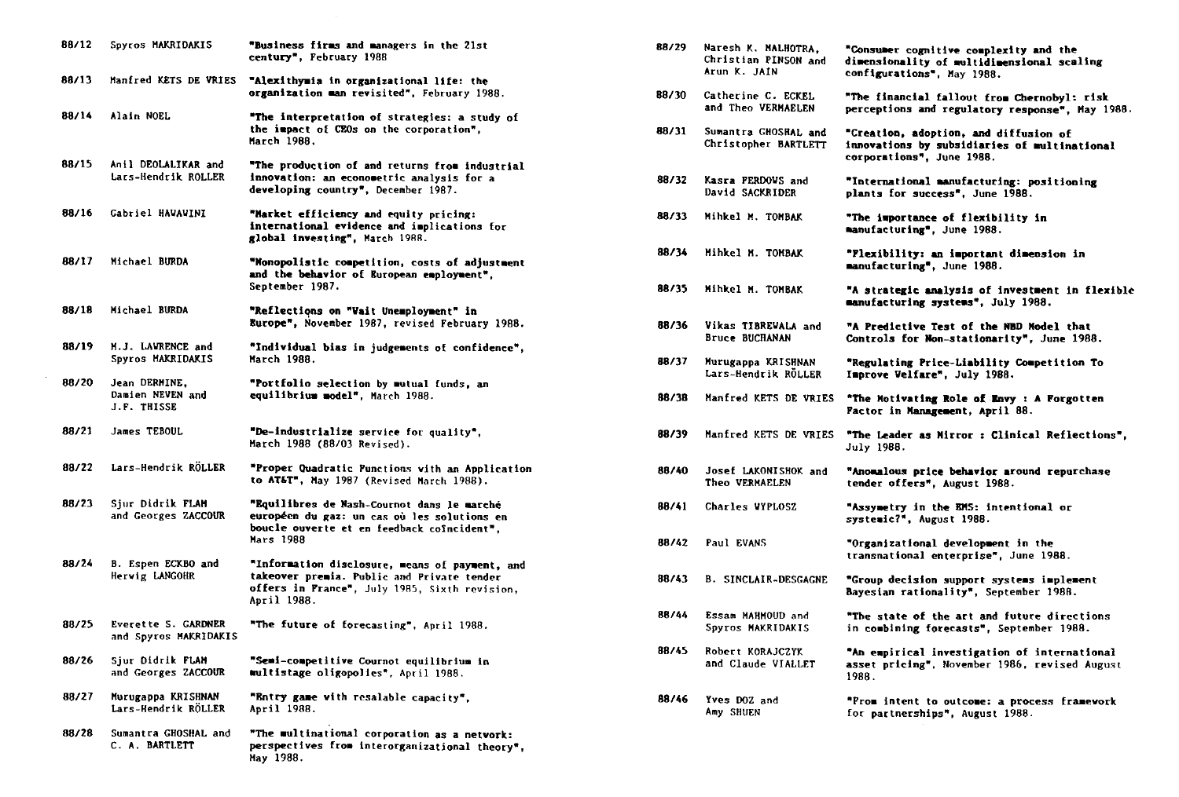| | | |
|---|---|---|
| 88/12 | Spyros MAKRIDAKIS | "Business firms and managers in the 21st century", February 1988 |
| 88/13 | Manfred KETS DE VRIES | "Alexithymia in organizational life: the organization man revisited", February 1988. |
| 88/14 | Alain NOEL | "The interpretation of strategies: a study of the impact of CEOs on the corporation", March 1988. |
| 88/15 | Anil DEOLALIKAR and Lars-Hendrik ROLLER | "The production of and returns from industrial innovation: an econometric analysis for a developing country", December 1987. |
| 88/16 | Gabriel HAWAWINI | "Market efficiency and equity pricing: international evidence and implications for global investing", March 1988. |
| 88/17 | Michael BURDA | "Monopolistic competition, costs of adjustment and the behavior of European employment", September 1987. |
| 88/18 | Michael BURDA | "Reflections on "Wait Unemployment" in Europe", November 1987, revised February 1988. |
| 88/19 | M.J. LAWRENCE and Spyros MAKRIDAKIS | "Individual bias in judgements of confidence", March 1988. |
| 88/20 | Jean DERMINE, Damien NEVEN and J.F. THISSE | "Portfolio selection by mutual funds, an equilibrium model", March 1988. |
| 88/21 | James TEBOUL | "De-industrialize service for quality", March 1988 (88/03 Revised). |
| 88/22 | Lars-Hendrik RÖLLER | "Proper Quadratic Functions with an Application to AT&T", May 1987 (Revised March 1988). |
| 88/23 | Sjur Didrik FLAM and Georges ZACCOUR | "Equilibres de Nash-Cournot dans le marché européen du gaz: un cas où les solutions en boucle ouverte et en feedback coïncident", Mars 1988 |
| 88/24 | B. Espen ECKBO and Herwig LANGOHR | "Information disclosure, means of payment, and takeover premia. Public and Private tender offers in France", July 1985, Sixth revision, April 1988. |
| 88/25 | Everette S. GARDNER and Spyros MAKRIDAKIS | "The future of forecasting", April 1988. |
| 88/26 | Sjur Didrik FLAM and Georges ZACCOUR | "Semi-competitive Cournot equilibrium in multistage oligopolies", April 1988. |
| 88/27 | Murugappa KRISHNAN Lars-Hendrik RÖLLER | "Entry game with resalable capacity", April 1988. |
| 88/28 | Sumantra GHOSHAL and C. A. BARTLETT | "The multinational corporation as a network: perspectives from interorganizational theory", May 1988. |
| 88/29 | Naresh K. MALHOTRA, Christian PINSON and Arun K. JAIN | "Consumer cognitive complexity and the dimensionality of multidimensional scaling configurations", May 1988. |
| 88/30 | Catherine C. ECKEL and Theo VERMAELEN | "The financial fallout from Chernobyl: risk perceptions and regulatory response", May 1988. |
| 88/31 | Sumantra GHOSHAL and Christopher BARTLETT | "Creation, adoption, and diffusion of innovations by subsidiaries of multinational corporations", June 1988. |
| 88/32 | Kasra FERDOWS and David SACKRIDER | "International manufacturing: positioning plants for success", June 1988. |
| 88/33 | Mihkel M. TOMBAK | "The importance of flexibility in manufacturing", June 1988. |
| 88/34 | Mihkel M. TOMBAK | "Flexibility: an important dimension in manufacturing", June 1988. |
| 88/35 | Mihkel M. TOMBAK | "A strategic analysis of investment in flexible manufacturing systems", July 1988. |
| 88/36 | Vikas TIBREWALA and Bruce BUCHANAN | "A Predictive Test of the NBD Model that Controls for Non-stationarity", June 1988. |
| 88/37 | Murugappa KRISHNAN Lars-Hendrik RÖLLER | "Regulating Price-Liability Competition To Improve Welfare", July 1988. |
| 88/38 | Manfred KETS DE VRIES | "The Motivating Role of Envy : A Forgotten Factor in Management, April 88. |
| 88/39 | Manfred KETS DE VRIES | "The Leader as Mirror : Clinical Reflections", July 1988. |
| 88/40 | Josef LAKONISHOK and Theo VERMAELEN | "Anomalous price behavior around repurchase tender offers", August 1988. |
| 88/41 | Charles WYPLOSZ | "Assymetry in the EMS: intentional or systemic?", August 1988. |
| 88/42 | Paul EVANS | "Organizational development in the transnational enterprise", June 1988. |
| 88/43 | B. SINCLAIR-DESGAGNE | "Group decision support systems implement Bayesian rationality", September 1988. |
| 88/44 | Essam MAHMOUD and Spyros MAKRIDAKIS | "The state of the art and future directions in combining forecasts", September 1988. |
| 88/45 | Robert KORAJCZYK and Claude VIALLET | "An empirical investigation of international asset pricing", November 1986, revised August 1988. |
| 88/46 | Yves DOZ and Amy SHUEN | "From intent to outcome: a process framework for partnerships", August 1988. |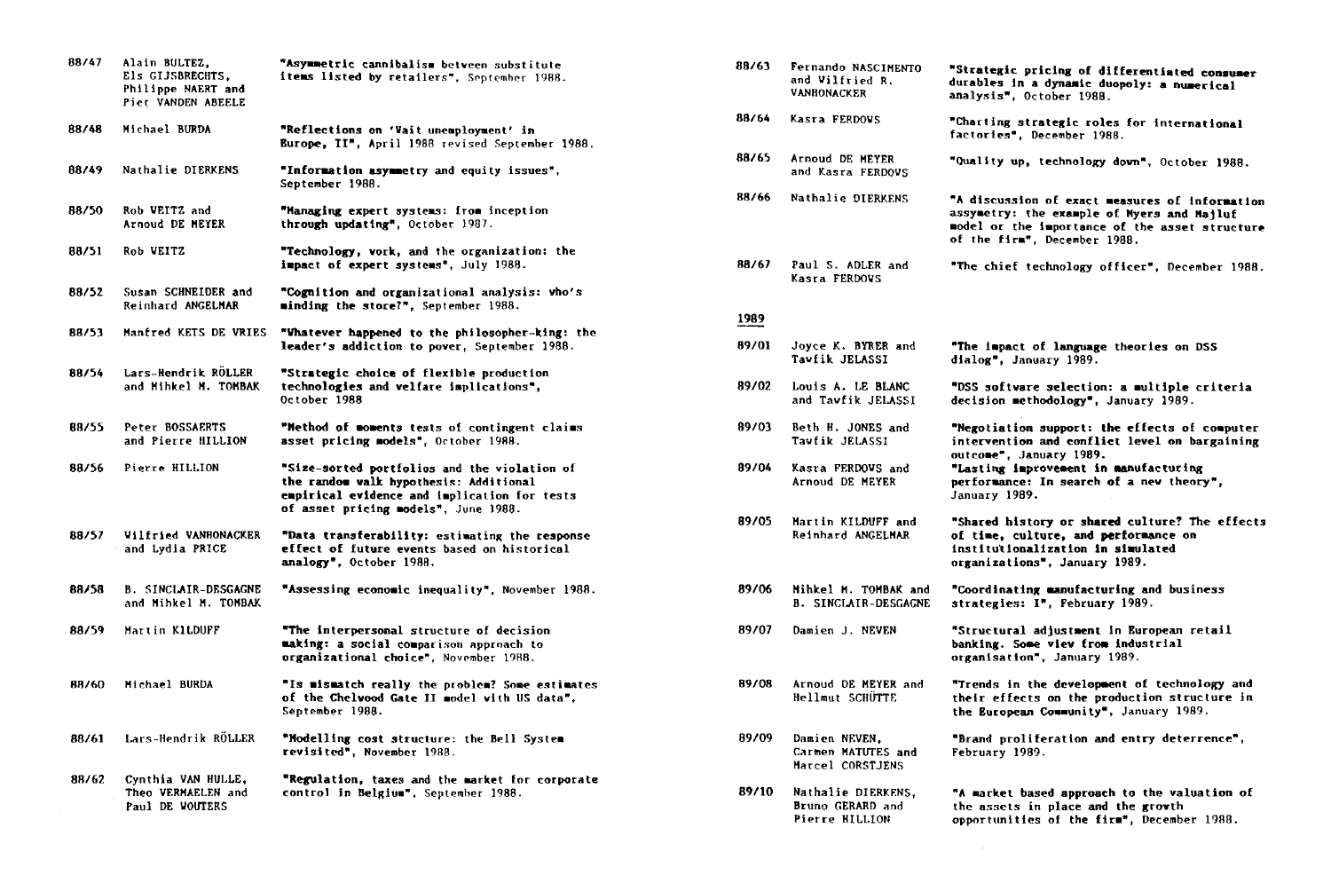| | | |
|---|---|---|
| 88/47 | Alain BULTEZ, Els GIJSBRECHTS, Philippe NAERT and Piet VANDEN ABEELE | **"Asymmetric cannibalism between substitute items listed by retailers"**, September 1988. |
| 88/48 | Michael BURDA | **"Reflections on 'Wait unemployment' in Europe, II"**, April 1988 revised September 1988. |
| 88/49 | Nathalie DIERKENS | **"Information asymmetry and equity issues"**, September 1988. |
| 88/50 | Rob WEITZ and Arnoud DE MEYER | **"Managing expert systems: from inception through updating"**, October 1987. |
| 88/51 | Rob WEITZ | **"Technology, work, and the organization: the impact of expert systems"**, July 1988. |
| 88/52 | Susan SCHNEIDER and Reinhard ANGELMAR | **"Cognition and organizational analysis: who's minding the store?"**, September 1988. |
| 88/53 | Manfred KETS DE VRIES | **"Whatever happened to the philosopher-king: the leader's addiction to power**, September 1988. |
| 88/54 | Lars-Hendrik RÖLLER and Mihkel M. TOMBAK | **"Strategic choice of flexible production technologies and welfare implications"**, October 1988 |
| 88/55 | Peter BOSSAERTS and Pierre HILLION | **"Method of moments tests of contingent claims asset pricing models"**, October 1988. |
| 88/56 | Pierre HILLION | **"Size-sorted portfolios and the violation of the random walk hypothesis: Additional empirical evidence and implication for tests of asset pricing models"**, June 1988. |
| 88/57 | Wilfried VANHONACKER and Lydia PRICE | **"Data transferability: estimating the response effect of future events based on historical analogy"**, October 1988. |
| 88/58 | B. SINCLAIR-DESGAGNE and Mihkel M. TOMBAK | **"Assessing economic inequality"**, November 1988. |
| 88/59 | Martin KILDUFF | **"The interpersonal structure of decision making: a social comparison approach to organizational choice"**, November 1988. |
| 88/60 | Michael BURDA | **"Is mismatch really the problem? Some estimates of the Chelwood Gate II model with US data"**, September 1988. |
| 88/61 | Lars-Hendrik RÖLLER | **"Modelling cost structure: the Bell System revisited"**, November 1988. |
| 88/62 | Cynthia VAN HULLE, Theo VERMAELEN and Paul DE WOUTERS | **"Regulation, taxes and the market for corporate control in Belgium"**, September 1988. |
| 88/63 | Fernando NASCIMENTO and Wilfried R. VANHONACKER | **"Strategic pricing of differentiated consumer durables in a dynamic duopoly: a numerical analysis"**, October 1988. |
| 88/64 | Kasra FERDOWS | **"Charting strategic roles for international factories"**, December 1988. |
| 88/65 | Arnoud DE MEYER and Kasra FERDOWS | **"Quality up, technology down"**, October 1988. |
| 88/66 | Nathalie DIERKENS | **"A discussion of exact measures of information assymetry: the example of Myers and Majluf model or the importance of the asset structure of the firm"**, December 1988. |
| 88/67 | Paul S. ADLER and Kasra FERDOWS | **"The chief technology officer"**, December 1988. |

## 1989

| | | |
|---|---|---|
| 89/01 | Joyce K. BYRER and Tawfik JELASSI | **"The impact of language theories on DSS dialog"**, January 1989. |
| 89/02 | Louis A. LE BLANC and Tawfik JELASSI | **"DSS software selection: a multiple criteria decision methodology"**, January 1989. |
| 89/03 | Beth H. JONES and Tawfik JELASSI | **"Negotiation support: the effects of computer intervention and conflict level on bargaining outcome"**, January 1989. |
| 89/04 | Kasra FERDOWS and Arnoud DE MEYER | **"Lasting improvement in manufacturing performance: In search of a new theory"**, January 1989. |
| 89/05 | Martin KILDUFF and Reinhard ANGELMAR | **"Shared history or shared culture? The effects of time, culture, and performance on institutionalization in simulated organizations"**, January 1989. |
| 89/06 | Mihkel M. TOMBAK and B. SINCLAIR-DESGAGNE | **"Coordinating manufacturing and business strategies: I"**, February 1989. |
| 89/07 | Damien J. NEVEN | **"Structural adjustment in European retail banking. Some view from industrial organisation"**, January 1989. |
| 89/08 | Arnoud DE MEYER and Hellmut SCHÜTTE | **"Trends in the development of technology and their effects on the production structure in the European Community"**, January 1989. |
| 89/09 | Damien NEVEN, Carmen MATUTES and Marcel CORSTJENS | **"Brand proliferation and entry deterrence"**, February 1989. |
| 89/10 | Nathalie DIERKENS, Bruno GERARD and Pierre HILLION | **"A market based approach to the valuation of the assets in place and the growth opportunities of the firm"**, December 1988. |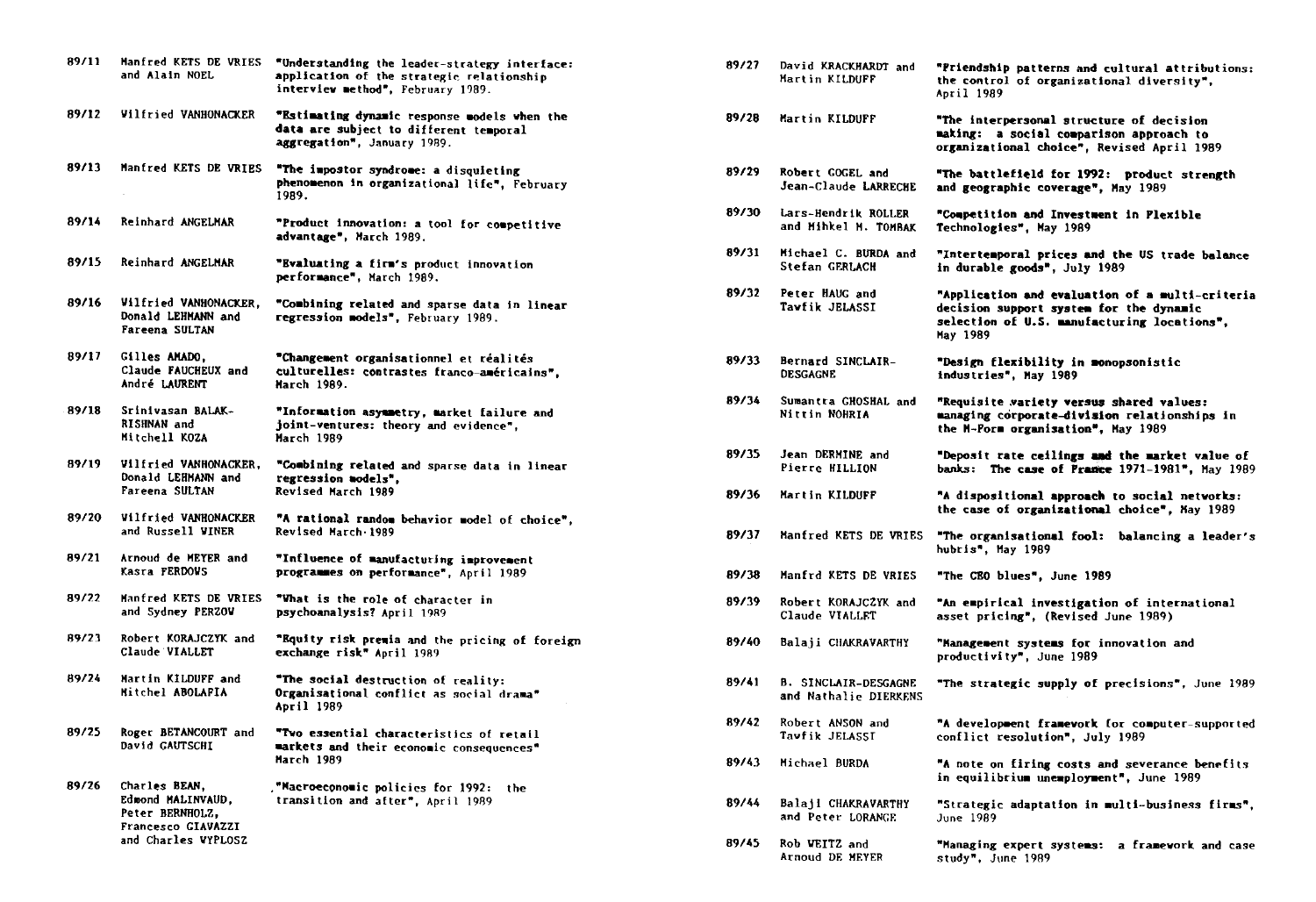| | | |
|---|---|---|
| 89/11 | Manfred KETS DE VRIES and Alain NOEL | "Understanding the leader-strategy interface: application of the strategic relationship interview method", February 1989. |
| 89/12 | Wilfried VANHONACKER | "Estimating dynamic response models when the data are subject to different temporal aggregation", January 1989. |
| 89/13 | Manfred KETS DE VRIES | "The impostor syndrome: a disquieting phenomenon in organizational life", February 1989. |
| 89/14 | Reinhard ANGELMAR | "Product innovation: a tool for competitive advantage", March 1989. |
| 89/15 | Reinhard ANGELMAR | "Evaluating a firm's product innovation performance", March 1989. |
| 89/16 | Wilfried VANHONACKER, Donald LEHMANN and Fareena SULTAN | "Combining related and sparse data in linear regression models", February 1989. |
| 89/17 | Gilles AMADO, Claude FAUCHEUX and André LAURENT | "Changement organisationnel et réalités culturelles: contrastes franco-américains", March 1989. |
| 89/18 | Srinivasan BALAKRISHNAN and Mitchell KOZA | "Information asymmetry, market failure and joint-ventures: theory and evidence", March 1989 |
| 89/19 | Wilfried VANHONACKER, Donald LEHMANN and Fareena SULTAN | "Combining related and sparse data in linear regression models", Revised March 1989 |
| 89/20 | Wilfried VANHONACKER and Russell WINER | "A rational random behavior model of choice", Revised March 1989 |
| 89/21 | Arnoud de MEYER and Kasra FERDOWS | "Influence of manufacturing improvement programmes on performance", April 1989 |
| 89/22 | Manfred KETS DE VRIES and Sydney PERZOW | "What is the role of character in psychoanalysis? April 1989 |
| 89/23 | Robert KORAJCZYK and Claude VIALLET | "Equity risk premia and the pricing of foreign exchange risk" April 1989 |
| 89/24 | Martin KILDUFF and Mitchel ABOLAFIA | "The social destruction of reality: Organisational conflict as social drama" April 1989 |
| 89/25 | Roger BETANCOURT and David GAUTSCHI | "Two essential characteristics of retail markets and their economic consequences" March 1989 |
| 89/26 | Charles BEAN, Edmond MALINVAUD, Peter BERNHOLZ, Francesco GIAVAZZI and Charles WYPLOSZ | "Macroeconomic policies for 1992: the transition and after", April 1989 |
| 89/27 | David KRACKHARDT and Martin KILDUFF | "Friendship patterns and cultural attributions: the control of organizational diversity", April 1989 |
| 89/28 | Martin KILDUFF | "The interpersonal structure of decision making: a social comparison approach to organizational choice", Revised April 1989 |
| 89/29 | Robert GOGEL and Jean-Claude LARRECHE | "The battlefield for 1992: product strength and geographic coverage", May 1989 |
| 89/30 | Lars-Hendrik ROLLER and Mihkel M. TOMBAK | "Competition and Investment in Flexible Technologies", May 1989 |
| 89/31 | Michael C. BURDA and Stefan GERLACH | "Intertemporal prices and the US trade balance in durable goods", July 1989 |
| 89/32 | Peter HAUG and Tawfik JELASSI | "Application and evaluation of a multi-criteria decision support system for the dynamic selection of U.S. manufacturing locations", May 1989 |
| 89/33 | Bernard SINCLAIR-DESGAGNE | "Design flexibility in monopsonistic industries", May 1989 |
| 89/34 | Sumantra GHOSHAL and Nittin NOHRIA | "Requisite variety versus shared values: managing corporate-division relationships in the M-Form organisation", May 1989 |
| 89/35 | Jean DERMINE and Pierre HILLION | "Deposit rate ceilings and the market value of banks: The case of France 1971-1981", May 1989 |
| 89/36 | Martin KILDUFF | "A dispositional approach to social networks: the case of organizational choice", May 1989 |
| 89/37 | Manfred KETS DE VRIES | "The organisational fool: balancing a leader's hubris", May 1989 |
| 89/38 | Manfrd KETS DE VRIES | "The CEO blues", June 1989 |
| 89/39 | Robert KORAJCZYK and Claude VIALLET | "An empirical investigation of international asset pricing", (Revised June 1989) |
| 89/40 | Balaji CHAKRAVARTHY | "Management systems for innovation and productivity", June 1989 |
| 89/41 | B. SINCLAIR-DESGAGNE and Nathalie DIERKENS | "The strategic supply of precisions", June 1989 |
| 89/42 | Robert ANSON and Tawfik JELASSI | "A development framework for computer-supported conflict resolution", July 1989 |
| 89/43 | Michael BURDA | "A note on firing costs and severance benefits in equilibrium unemployment", June 1989 |
| 89/44 | Balaji CHAKRAVARTHY and Peter LORANGE | "Strategic adaptation in multi-business firms", June 1989 |
| 89/45 | Rob WEITZ and Arnoud DE MEYER | "Managing expert systems: a framework and case study", June 1989 |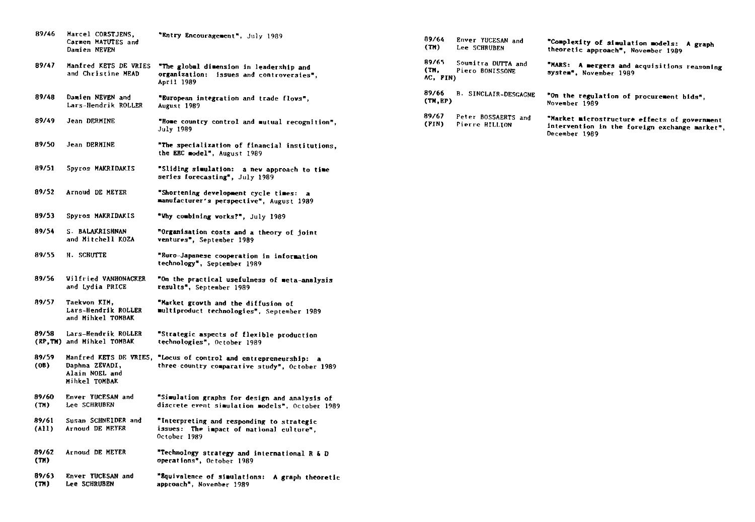| | | |
|---|---|---|
| 89/46 | Marcel CORSTJENS, Carmen MATUTES and Damien NEVEN | "Entry Encouragement", July 1989 |
| 89/47 | Manfred KETS DE VRIES and Christine MEAD | "The global dimension in leadership and organization: issues and controversies", April 1989 |
| 89/48 | Damien NEVEN and Lars-Hendrik ROLLER | "European integration and trade flows", August 1989 |
| 89/49 | Jean DERMINE | "Home country control and mutual recognition", July 1989 |
| 89/50 | Jean DERMINE | "The specialization of financial institutions, the EEC model", August 1989 |
| 89/51 | Spyros MAKRIDAKIS | "Sliding simulation: a new approach to time series forecasting", July 1989 |
| 89/52 | Arnoud DE MEYER | "Shortening development cycle times: a manufacturer's perspective", August 1989 |
| 89/53 | Spyros MAKRIDAKIS | "Why combining works?", July 1989 |
| 89/54 | S. BALAKRISHNAN and Mitchell KOZA | "Organisation costs and a theory of joint ventures", September 1989 |
| 89/55 | H. SCHUTTE | "Euro-Japanese cooperation in information technology", September 1989 |
| 89/56 | Wilfried VANHONACKER and Lydia PRICE | "On the practical usefulness of meta-analysis results", September 1989 |
| 89/57 | Taekwon KIM, Lars-Hendrik ROLLER and Mihkel TOMBAK | "Market growth and the diffusion of multiproduct technologies", September 1989 |
| 89/58 (EP,TM) | Lars-Hendrik ROLLER and Mihkel TOMBAK | "Strategic aspects of flexible production technologies", October 1989 |
| 89/59 (OB) | Manfred KETS DE VRIES, Daphna ZEVADI, Alain NOEL and Mihkel TOMBAK | "Locus of control and entrepreneurship: a three-country comparative study", October 1989 |
| 89/60 (TM) | Enver YUCESAN and Lee SCHRUBEN | "Simulation graphs for design and analysis of discrete event simulation models", October 1989 |
| 89/61 (All) | Susan SCHNEIDER and Arnoud DE MEYER | "Interpreting and responding to strategic issues: The impact of national culture", October 1989 |
| 89/62 (TM) | Arnoud DE MEYER | "Technology strategy and international R & D operations", October 1989 |
| 89/63 (TM) | Enver YUCESAN and Lee SCHRUBEN | "Equivalence of simulations: A graph theoretic approach", November 1989 |
| 89/64 (TM) | Enver YUCESAN and Lee SCHRUBEN | "Complexity of simulation models: A graph theoretic approach", November 1989 |
| 89/65 (TM, AC, FIN) | Soumitra DUTTA and Piero BONISSONE | "MARS: A mergers and acquisitions reasoning system", November 1989 |
| 89/66 (TM,EP) | B. SINCLAIR-DESGAGNE | "On the regulation of procurement bids", November 1989 |
| 89/67 (FIN) | Peter BOSSAERTS and Pierre HILLION | "Market microstructure effects of government intervention in the foreign exchange market", December 1989 |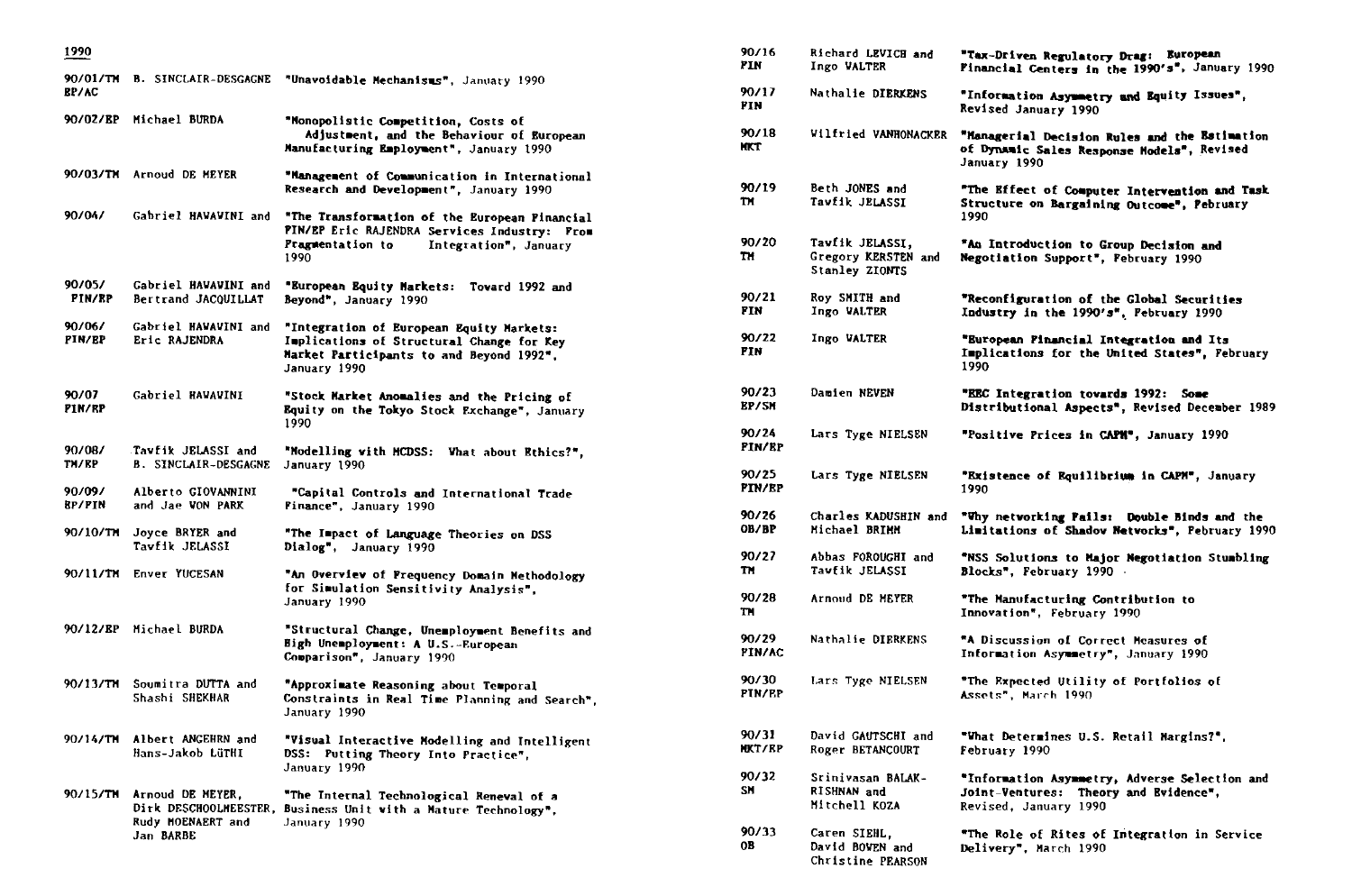## 1990

| | | |
|---|---|---|
| 90/01/TM EP/AC | B. SINCLAIR-DESGAGNE | "Unavoidable Mechanisms", January 1990 |
| 90/02/EP | Michael BURDA | "Monopolistic Competition, Costs of Adjustment, and the Behaviour of European Manufacturing Employment", January 1990 |
| 90/03/TM | Arnoud DE MEYER | "Management of Communication in International Research and Development", January 1990 |
| 90/04/ FIN/EP | Gabriel HAWAWINI and Eric RAJENDRA | "The Transformation of the European Financial Services Industry: From Fragmentation to Integration", January 1990 |
| 90/05/ FIN/EP | Gabriel HAWAWINI and Bertrand JACQUILLAT | "European Equity Markets: Toward 1992 and Beyond", January 1990 |
| 90/06/ FIN/EP | Gabriel HAWAWINI and Eric RAJENDRA | "Integration of European Equity Markets: Implications of Structural Change for Key Market Participants to and Beyond 1992", January 1990 |
| 90/07 FIN/EP | Gabriel HAWAWINI | "Stock Market Anomalies and the Pricing of Equity on the Tokyo Stock Exchange", January 1990 |
| 90/08/ TM/EP | Tawfik JELASSI and B. SINCLAIR-DESGAGNE | "Modelling with MCDSS: What about Ethics?", January 1990 |
| 90/09/ EP/FIN | Alberto GIOVANNINI and Jae WON PARK | "Capital Controls and International Trade Finance", January 1990 |
| 90/10/TM | Joyce BRYER and Tawfik JELASSI | "The Impact of Language Theories on DSS Dialog", January 1990 |
| 90/11/TM | Enver YUCESAN | "An Overview of Frequency Domain Methodology for Simulation Sensitivity Analysis", January 1990 |
| 90/12/EP | Michael BURDA | "Structural Change, Unemployment Benefits and High Unemployment: A U.S.-European Comparison", January 1990 |
| 90/13/TM | Soumitra DUTTA and Shashi SHEKHAR | "Approximate Reasoning about Temporal Constraints in Real Time Planning and Search", January 1990 |
| 90/14/TM | Albert ANGEHRN and Hans-Jakob LÜTHI | "Visual Interactive Modelling and Intelligent DSS: Putting Theory Into Practice", January 1990 |
| 90/15/TM | Arnoud DE MEYER, Dirk DESCHOOLMEESTER, Rudy MOENAERT and Jan BARBE | "The Internal Technological Renewal of a Business Unit with a Mature Technology", January 1990 |
| 90/16 FIN | Richard LEVICH and Ingo WALTER | "Tax-Driven Regulatory Drag: European Financial Centers in the 1990's", January 1990 |
| 90/17 FIN | Nathalie DIERKENS | "Information Asymmetry and Equity Issues", Revised January 1990 |
| 90/18 MKT | Wilfried VANHONACKER | "Managerial Decision Rules and the Estimation of Dynamic Sales Response Models", Revised January 1990 |
| 90/19 TM | Beth JONES and Tawfik JELASSI | "The Effect of Computer Intervention and Task Structure on Bargaining Outcome", February 1990 |
| 90/20 TM | Tawfik JELASSI, Gregory KERSTEN and Stanley ZIONTS | "An Introduction to Group Decision and Negotiation Support", February 1990 |
| 90/21 FIN | Roy SMITH and Ingo WALTER | "Reconfiguration of the Global Securities Industry in the 1990's", February 1990 |
| 90/22 FIN | Ingo WALTER | "European Financial Integration and Its Implications for the United States", February 1990 |
| 90/23 EP/SM | Damien NEVEN | "EEC Integration towards 1992: Some Distributional Aspects", Revised December 1989 |
| 90/24 FIN/EP | Lars Tyge NIELSEN | "Positive Prices in CAPM", January 1990 |
| 90/25 FIN/EP | Lars Tyge NIELSEN | "Existence of Equilibrium in CAPM", January 1990 |
| 90/26 OB/BP | Charles KADUSHIN and Michael BRIMM | "Why networking Fails: Double Binds and the Limitations of Shadow Networks", February 1990 |
| 90/27 TM | Abbas FOROUGHI and Tawfik JELASSI | "NSS Solutions to Major Negotiation Stumbling Blocks", February 1990 |
| 90/28 TM | Arnoud DE MEYER | "The Manufacturing Contribution to Innovation", February 1990 |
| 90/29 FIN/AC | Nathalie DIERKENS | "A Discussion of Correct Measures of Information Asymmetry", January 1990 |
| 90/30 FIN/EP | Lars Tyge NIELSEN | "The Expected Utility of Portfolios of Assets", March 1990 |
| 90/31 MKT/EP | David GAUTSCHI and Roger BETANCOURT | "What Determines U.S. Retail Margins?", February 1990 |
| 90/32 SM | Srinivasan BALAKRISHNAN and Mitchell KOZA | "Information Asymmetry, Adverse Selection and Joint-Ventures: Theory and Evidence", Revised, January 1990 |
| 90/33 OB | Caren SIEHL, David BOWEN and Christine PEARSON | "The Role of Rites of Integration in Service Delivery", March 1990 |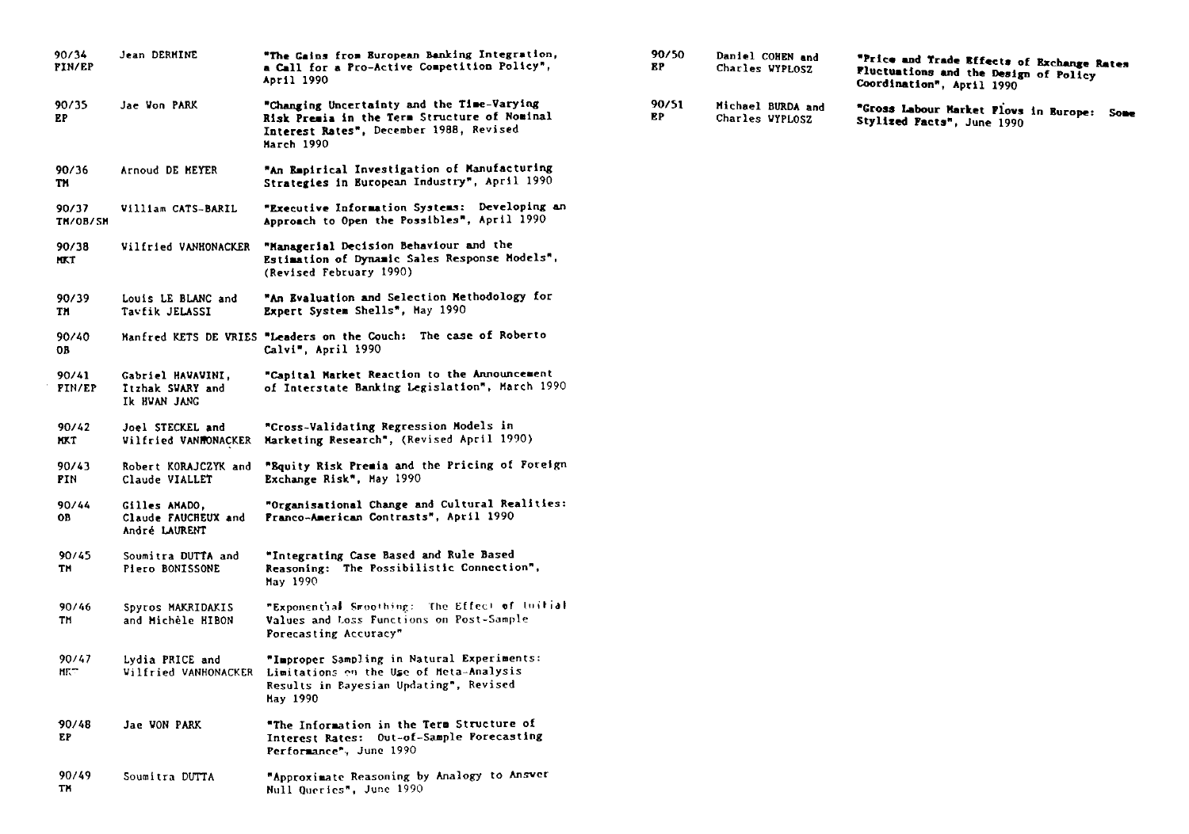| | | |
|---|---|---|
| 90/34 FIN/EP | Jean DERMINE | "The Gains from European Banking Integration, a Call for a Pro-Active Competition Policy", April 1990 |
| 90/35 EP | Jae Won PARK | "Changing Uncertainty and the Time-Varying Risk Premia in the Term Structure of Nominal Interest Rates", December 1988, Revised March 1990 |
| 90/36 TM | Arnoud DE MEYER | "An Empirical Investigation of Manufacturing Strategies in European Industry", April 1990 |
| 90/37 TM/OB/SM | William CATS-BARIL | "Executive Information Systems: Developing an Approach to Open the Possibles", April 1990 |
| 90/38 MKT | Wilfried VANHONACKER | "Managerial Decision Behaviour and the Estimation of Dynamic Sales Response Models", (Revised February 1990) |
| 90/39 TM | Louis LE BLANC and Tawfik JELASSI | "An Evaluation and Selection Methodology for Expert System Shells", May 1990 |
| 90/40 OB | Manfred KETS DE VRIES | "Leaders on the Couch: The case of Roberto Calvi", April 1990 |
| 90/41 FIN/EP | Gabriel HAWAWINI, Itzhak SWARY and Ik HWAN JANG | "Capital Market Reaction to the Announcement of Interstate Banking Legislation", March 1990 |
| 90/42 MKT | Joel STECKEL and Wilfried VANHONACKER | "Cross-Validating Regression Models in Marketing Research", (Revised April 1990) |
| 90/43 FIN | Robert KORAJCZYK and Claude VIALLET | "Equity Risk Premia and the Pricing of Foreign Exchange Risk", May 1990 |
| 90/44 OB | Gilles AMADO, Claude FAUCHEUX and André LAURENT | "Organisational Change and Cultural Realities: Franco-American Contrasts", April 1990 |
| 90/45 TM | Soumitra DUTTA and Piero BONISSONE | "Integrating Case Based and Rule Based Reasoning: The Possibilistic Connection", May 1990 |
| 90/46 TM | Spyros MAKRIDAKIS and Michèle HIBON | "Exponential Smoothing: The Effect of Initial Values and Loss Functions on Post-Sample Forecasting Accuracy" |
| 90/47 MKT | Lydia PRICE and Wilfried VANHONACKER | "Improper Sampling in Natural Experiments: Limitations on the Use of Meta-Analysis Results in Bayesian Updating", Revised May 1990 |
| 90/48 EP | Jae WON PARK | "The Information in the Term Structure of Interest Rates: Out-of-Sample Forecasting Performance", June 1990 |
| 90/49 TM | Soumitra DUTTA | "Approximate Reasoning by Analogy to Answer Null Queries", June 1990 |
| 90/50 EP | Daniel COHEN and Charles WYPLOSZ | "Price and Trade Effects of Exchange Rates Fluctuations and the Design of Policy Coordination", April 1990 |
| 90/51 EP | Michael BURDA and Charles WYPLOSZ | "Gross Labour Market Flows in Europe: Some Stylized Facts", June 1990 |